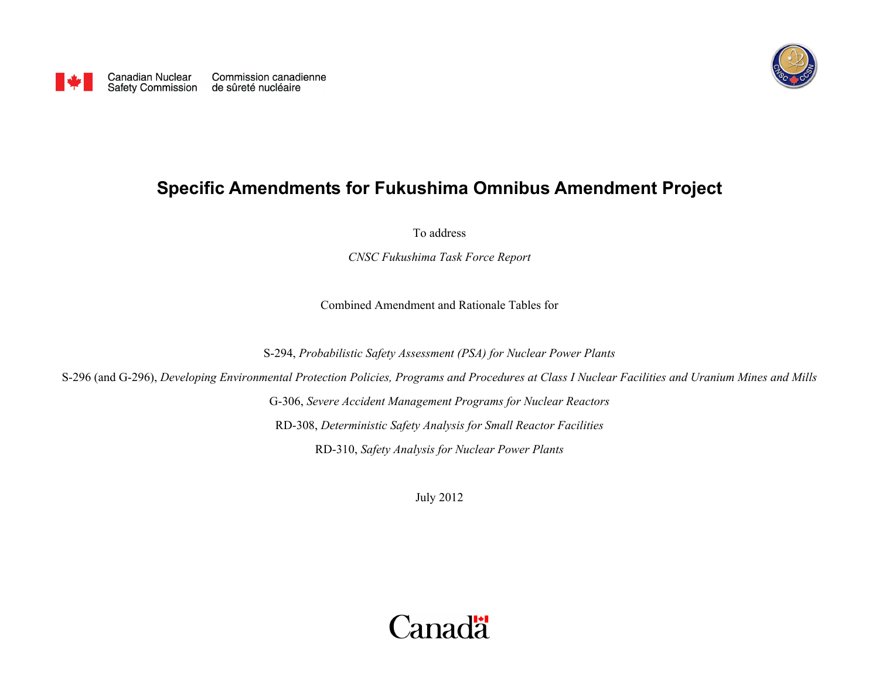Canadian Nuclear Safety Commission | Commission canadienne de sûreté nucléaire

# Specific Amendments for Fukushima Omnibus Amendment Project

To address

*CNSC Fukushima Task Force Report*

Combined Amendment and Rationale Tables for

S-294, *Probabilistic Safety Assessment (PSA) for Nuclear Power Plants*

S-296 (and G-296), *Developing Environmental Protection Policies, Programs and Procedures at Class I Nuclear Facilities and Uranium Mines and Mills*

G-306, *Severe Accident Management Programs for Nuclear Reactors*

RD-308, *Deterministic Safety Analysis for Small Reactor Facilities*

RD-310, *Safety Analysis for Nuclear Power Plants*

July 2012

Canada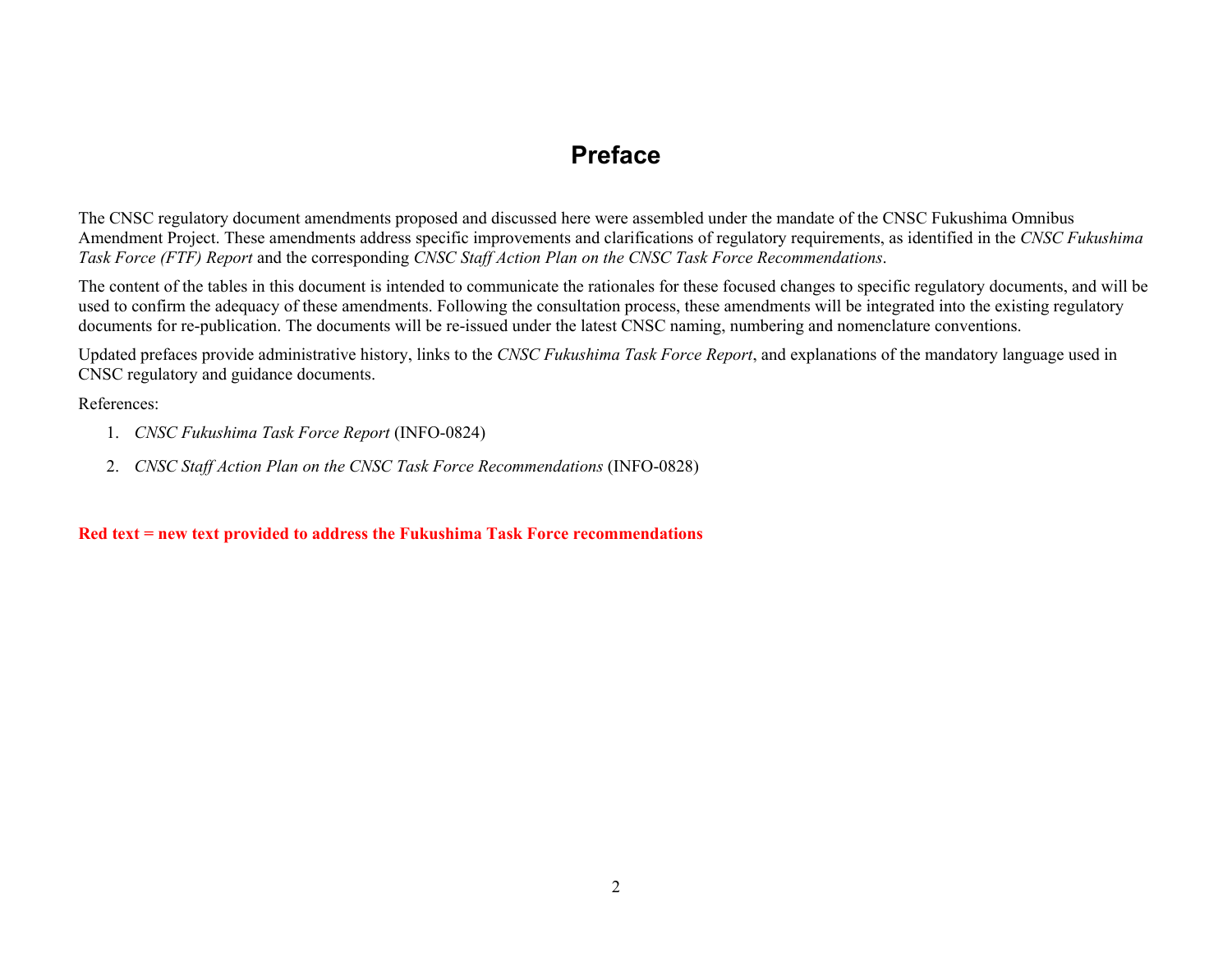# Preface

The CNSC regulatory document amendments proposed and discussed here were assembled under the mandate of the CNSC Fukushima Omnibus Amendment Project. These amendments address specific improvements and clarifications of regulatory requirements, as identified in the *CNSC Fukushima Task Force (FTF) Report* and the corresponding *CNSC Staff Action Plan on the CNSC Task Force Recommendations*.

The content of the tables in this document is intended to communicate the rationales for these focused changes to specific regulatory documents, and will be used to confirm the adequacy of these amendments. Following the consultation process, these amendments will be integrated into the existing regulatory documents for re-publication. The documents will be re-issued under the latest CNSC naming, numbering and nomenclature conventions.

Updated prefaces provide administrative history, links to the *CNSC Fukushima Task Force Report*, and explanations of the mandatory language used in CNSC regulatory and guidance documents.

References:

1. *CNSC Fukushima Task Force Report* (INFO-0824)
2. *CNSC Staff Action Plan on the CNSC Task Force Recommendations* (INFO-0828)

**Red text = new text provided to address the Fukushima Task Force recommendations**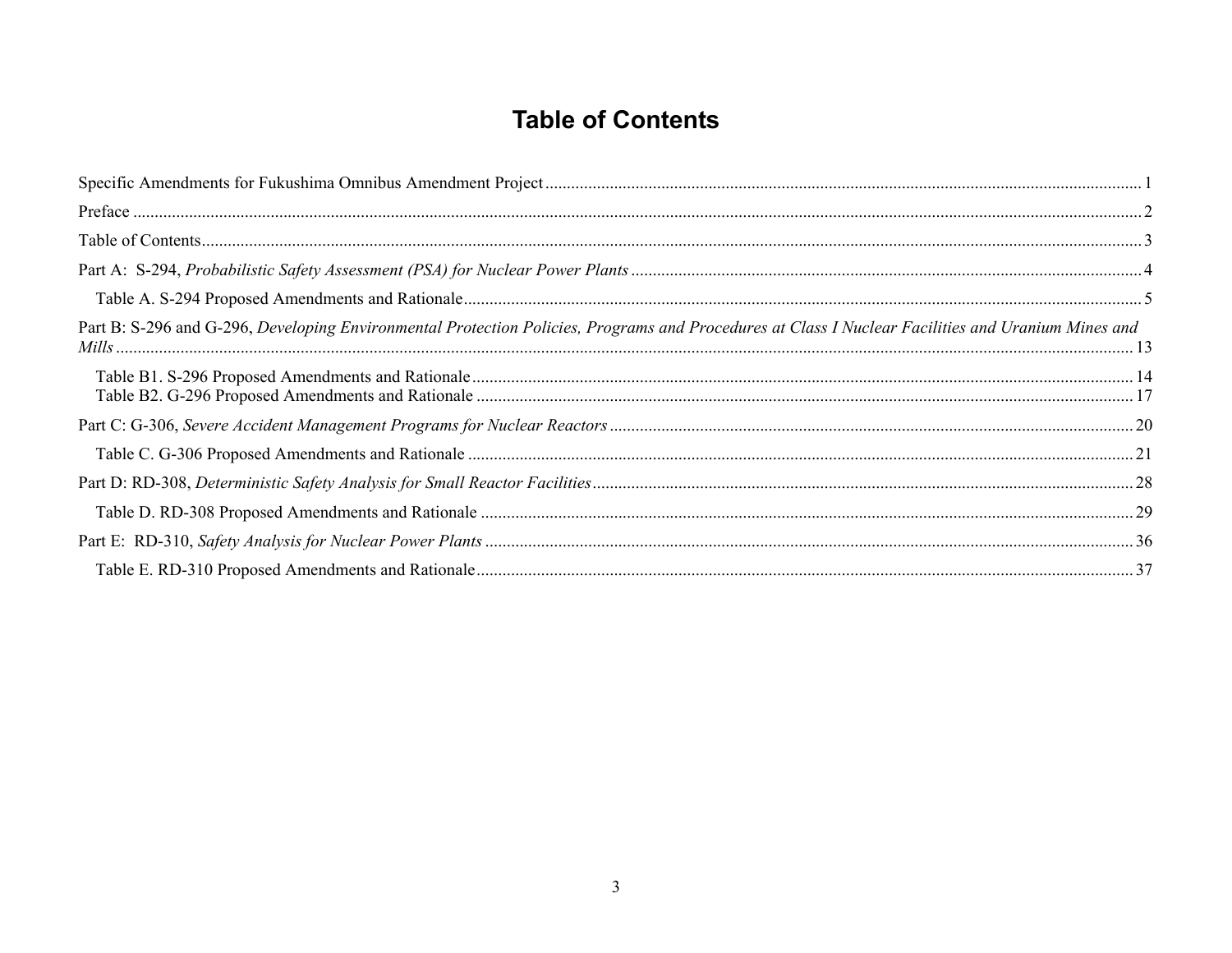# Table of Contents

Specific Amendments for Fukushima Omnibus Amendment Project ..... 1

Preface ..... 2

Table of Contents ..... 3

Part A: S-294, *Probabilistic Safety Assessment (PSA) for Nuclear Power Plants* ..... 4

- Table A. S-294 Proposed Amendments and Rationale ..... 5

Part B: S-296 and G-296, *Developing Environmental Protection Policies, Programs and Procedures at Class I Nuclear Facilities and Uranium Mines and Mills* ..... 13

- Table B1. S-296 Proposed Amendments and Rationale ..... 14
- Table B2. G-296 Proposed Amendments and Rationale ..... 17

Part C: G-306, *Severe Accident Management Programs for Nuclear Reactors* ..... 20

- Table C. G-306 Proposed Amendments and Rationale ..... 21

Part D: RD-308, *Deterministic Safety Analysis for Small Reactor Facilities* ..... 28

- Table D. RD-308 Proposed Amendments and Rationale ..... 29

Part E: RD-310, *Safety Analysis for Nuclear Power Plants* ..... 36

- Table E. RD-310 Proposed Amendments and Rationale ..... 37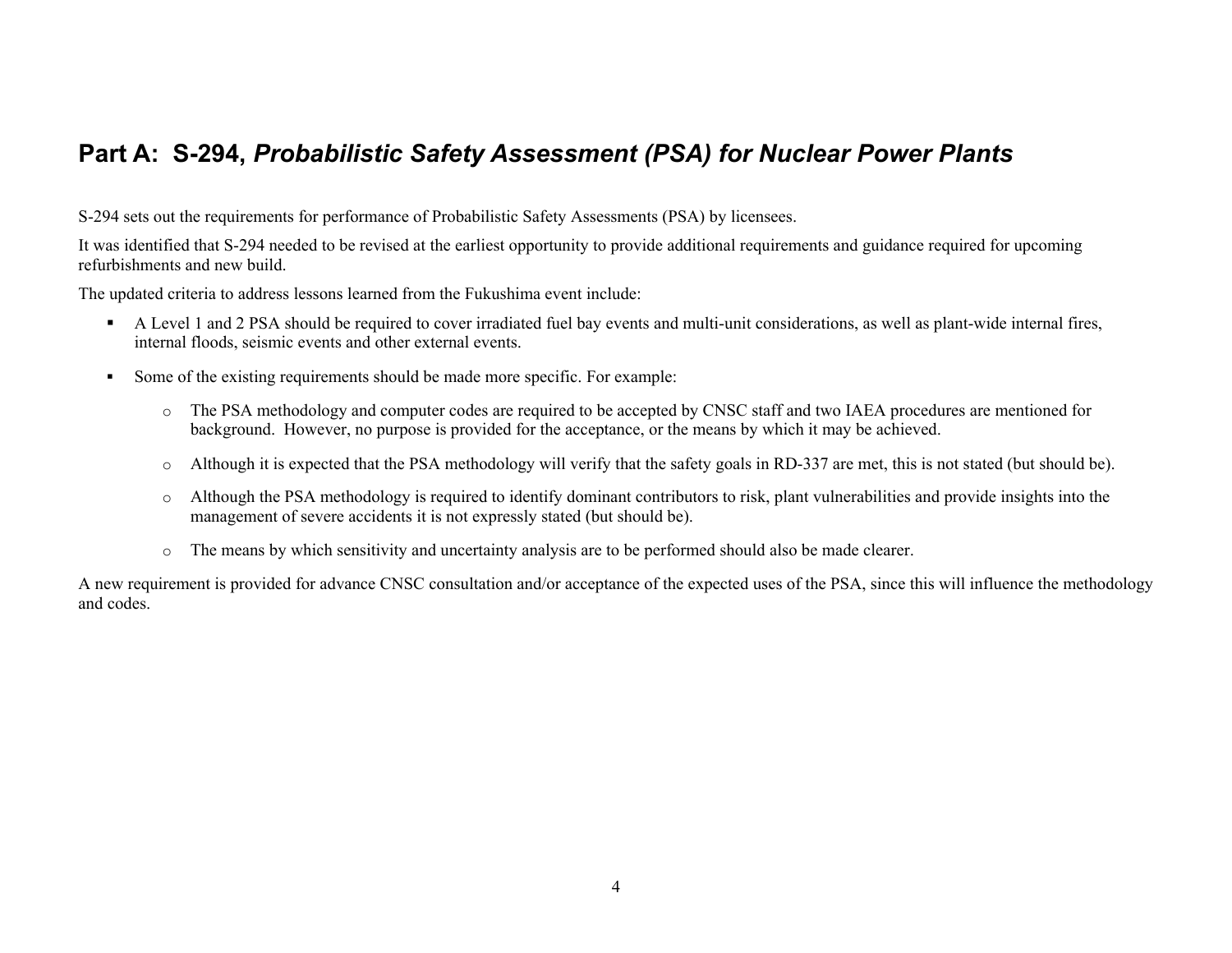## Part A: S-294, *Probabilistic Safety Assessment (PSA) for Nuclear Power Plants*

S-294 sets out the requirements for performance of Probabilistic Safety Assessments (PSA) by licensees.

It was identified that S-294 needed to be revised at the earliest opportunity to provide additional requirements and guidance required for upcoming refurbishments and new build.

The updated criteria to address lessons learned from the Fukushima event include:

- A Level 1 and 2 PSA should be required to cover irradiated fuel bay events and multi-unit considerations, as well as plant-wide internal fires, internal floods, seismic events and other external events.
- Some of the existing requirements should be made more specific. For example:
  - The PSA methodology and computer codes are required to be accepted by CNSC staff and two IAEA procedures are mentioned for background. However, no purpose is provided for the acceptance, or the means by which it may be achieved.
  - Although it is expected that the PSA methodology will verify that the safety goals in RD-337 are met, this is not stated (but should be).
  - Although the PSA methodology is required to identify dominant contributors to risk, plant vulnerabilities and provide insights into the management of severe accidents it is not expressly stated (but should be).
  - The means by which sensitivity and uncertainty analysis are to be performed should also be made clearer.

A new requirement is provided for advance CNSC consultation and/or acceptance of the expected uses of the PSA, since this will influence the methodology and codes.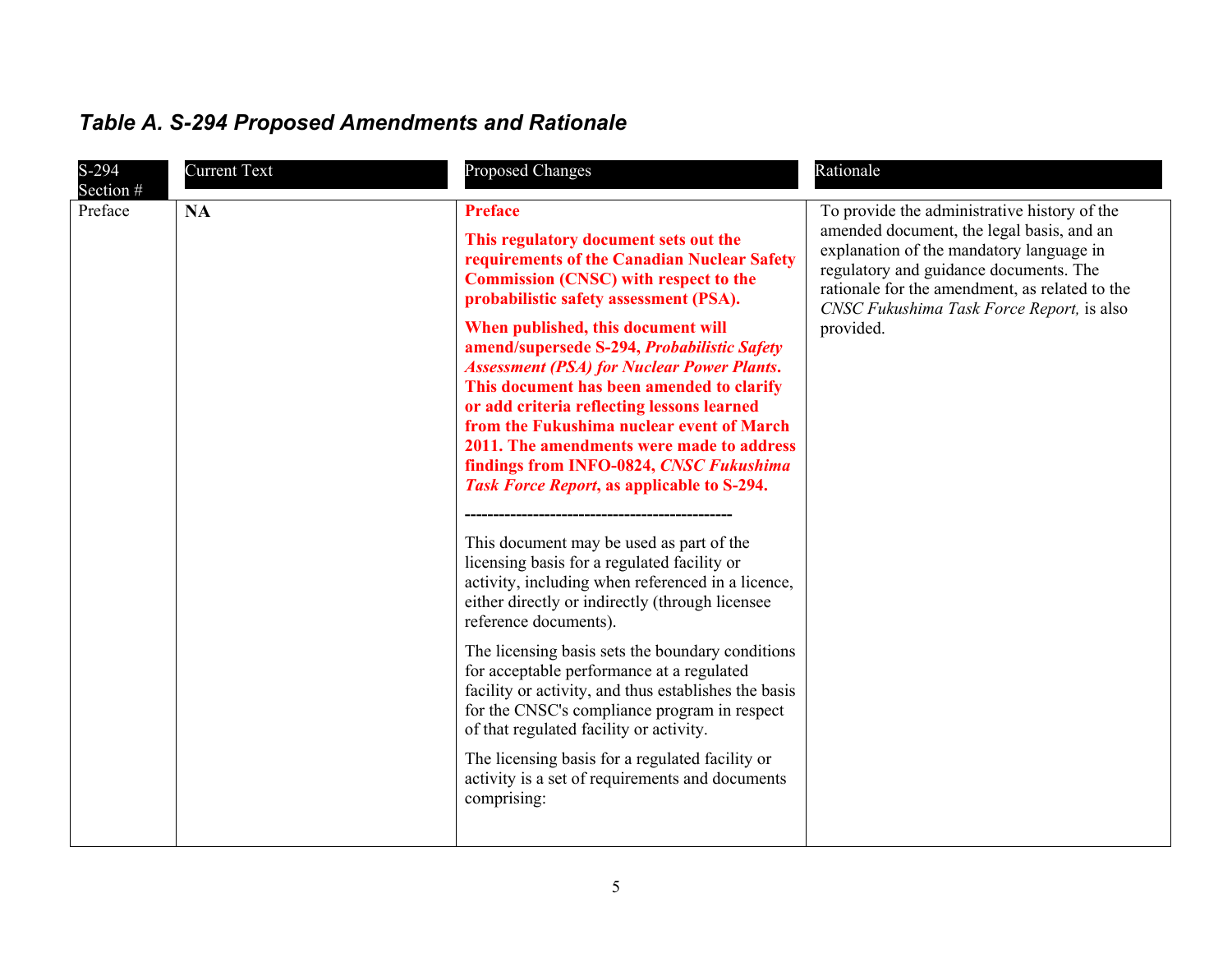## *Table A. S-294 Proposed Amendments and Rationale*

| S-294 Section # | Current Text | Proposed Changes | Rationale |
|---|---|---|---|
| Preface | **NA** | **Preface**<br><br>**This regulatory document sets out the requirements of the Canadian Nuclear Safety Commission (CNSC) with respect to the probabilistic safety assessment (PSA).**<br><br>**When published, this document will amend/supersede S-294, *Probabilistic Safety Assessment (PSA) for Nuclear Power Plants*. This document has been amended to clarify or add criteria reflecting lessons learned from the Fukushima nuclear event of March 2011. The amendments were made to address findings from INFO-0824, *CNSC Fukushima Task Force Report*, as applicable to S-294.**<br><br>-----------------------------------------------<br><br>This document may be used as part of the licensing basis for a regulated facility or activity, including when referenced in a licence, either directly or indirectly (through licensee reference documents).<br><br>The licensing basis sets the boundary conditions for acceptable performance at a regulated facility or activity, and thus establishes the basis for the CNSC's compliance program in respect of that regulated facility or activity.<br><br>The licensing basis for a regulated facility or activity is a set of requirements and documents comprising: | To provide the administrative history of the amended document, the legal basis, and an explanation of the mandatory language in regulatory and guidance documents. The rationale for the amendment, as related to the *CNSC Fukushima Task Force Report,* is also provided. |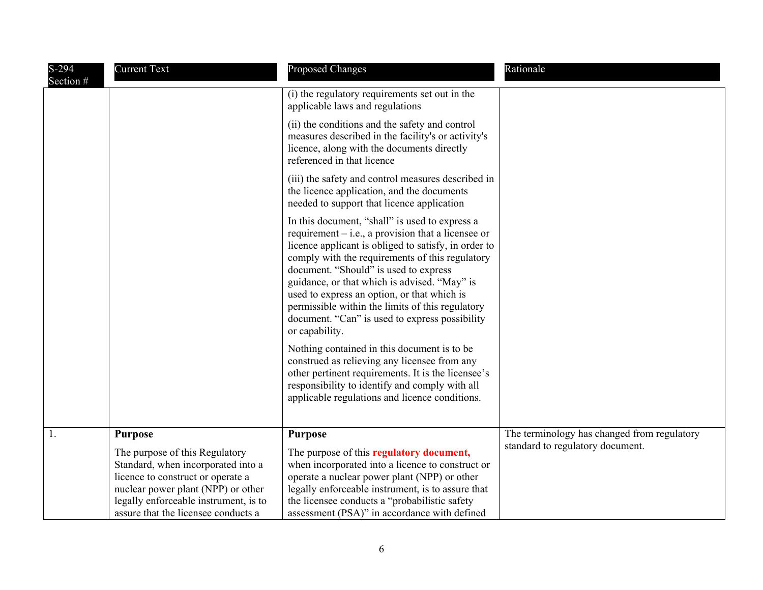| S-294 Section # | Current Text | Proposed Changes | Rationale |
|---|---|---|---|
| | | (i) the regulatory requirements set out in the applicable laws and regulations<br><br>(ii) the conditions and the safety and control measures described in the facility's or activity's licence, along with the documents directly referenced in that licence<br><br>(iii) the safety and control measures described in the licence application, and the documents needed to support that licence application<br><br>In this document, "shall" is used to express a requirement – i.e., a provision that a licensee or licence applicant is obliged to satisfy, in order to comply with the requirements of this regulatory document. "Should" is used to express guidance, or that which is advised. "May" is used to express an option, or that which is permissible within the limits of this regulatory document. "Can" is used to express possibility or capability.<br><br>Nothing contained in this document is to be construed as relieving any licensee from any other pertinent requirements. It is the licensee's responsibility to identify and comply with all applicable regulations and licence conditions. | |
| 1. | **Purpose**<br><br>The purpose of this Regulatory Standard, when incorporated into a licence to construct or operate a nuclear power plant (NPP) or other legally enforceable instrument, is to assure that the licensee conducts a | **Purpose**<br><br>The purpose of this **regulatory document,** when incorporated into a licence to construct or operate a nuclear power plant (NPP) or other legally enforceable instrument, is to assure that the licensee conducts a "probabilistic safety assessment (PSA)" in accordance with defined | The terminology has changed from regulatory standard to regulatory document. |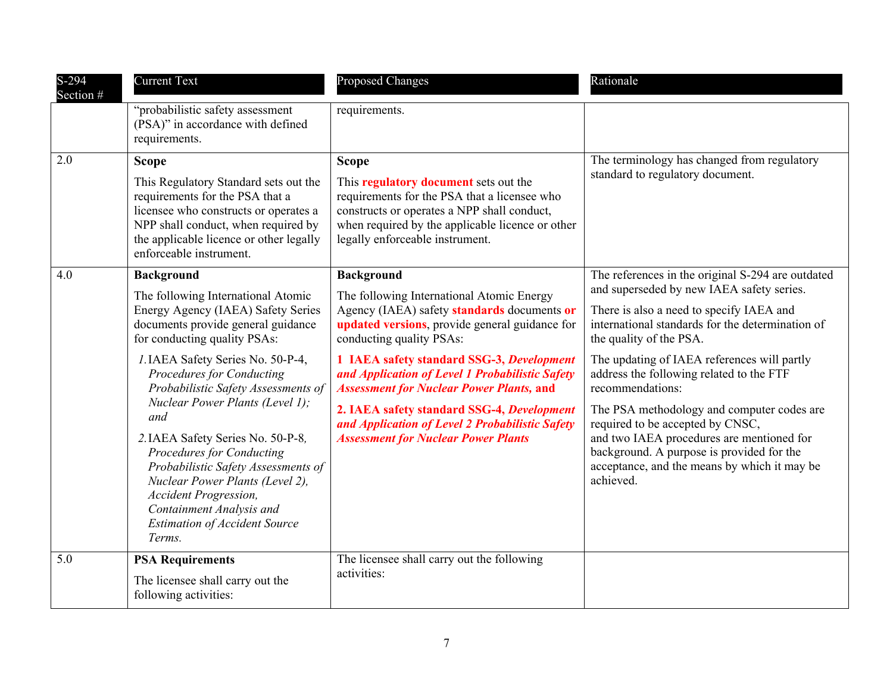| S-294 Section # | Current Text | Proposed Changes | Rationale |
|---|---|---|---|
| | "probabilistic safety assessment (PSA)" in accordance with defined requirements. | requirements. | |
| 2.0 | **Scope**<br><br>This Regulatory Standard sets out the requirements for the PSA that a licensee who constructs or operates a NPP shall conduct, when required by the applicable licence or other legally enforceable instrument. | **Scope**<br><br>This **regulatory document** sets out the requirements for the PSA that a licensee who constructs or operates a NPP shall conduct, when required by the applicable licence or other legally enforceable instrument. | The terminology has changed from regulatory standard to regulatory document. |
| 4.0 | **Background**<br><br>The following International Atomic Energy Agency (IAEA) Safety Series documents provide general guidance for conducting quality PSAs:<br><br>*1.* IAEA Safety Series No. 50-P-4, *Procedures for Conducting Probabilistic Safety Assessments of Nuclear Power Plants (Level 1); and*<br><br>*2.* IAEA Safety Series No. 50-P-8*, Procedures for Conducting Probabilistic Safety Assessments of Nuclear Power Plants (Level 2), Accident Progression, Containment Analysis and Estimation of Accident Source Terms.* | **Background**<br><br>The following International Atomic Energy Agency (IAEA) safety **standards** documents **or updated versions**, provide general guidance for conducting quality PSAs:<br><br>**1 IAEA safety standard SSG-3, *Development and Application of Level 1 Probabilistic Safety Assessment for Nuclear Power Plants,* and**<br><br>**2. IAEA safety standard SSG-4, *Development and Application of Level 2 Probabilistic Safety Assessment for Nuclear Power Plants*** | The references in the original S-294 are outdated and superseded by new IAEA safety series.<br><br>There is also a need to specify IAEA and international standards for the determination of the quality of the PSA.<br><br>The updating of IAEA references will partly address the following related to the FTF recommendations:<br><br>The PSA methodology and computer codes are required to be accepted by CNSC, and two IAEA procedures are mentioned for background. A purpose is provided for the acceptance, and the means by which it may be achieved. |
| 5.0 | **PSA Requirements**<br><br>The licensee shall carry out the following activities: | The licensee shall carry out the following activities: | |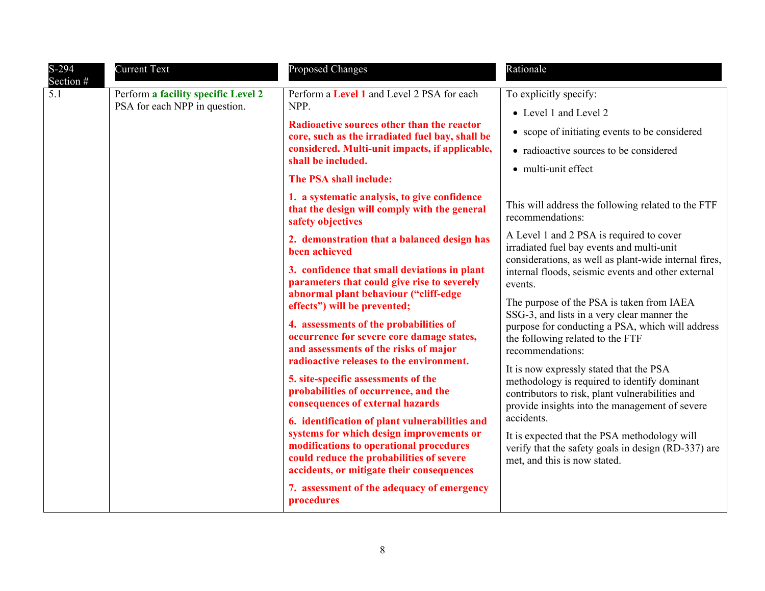| S-294 Section # | Current Text | Proposed Changes | Rationale |
|---|---|---|---|
| 5.1 | Perform **a facility specific Level 2** PSA for each NPP in question. | Perform a **Level 1** and Level 2 PSA for each NPP.<br><br>**Radioactive sources other than the reactor core, such as the irradiated fuel bay, shall be considered. Multi-unit impacts, if applicable, shall be included.**<br><br>**The PSA shall include:**<br><br>**1. a systematic analysis, to give confidence that the design will comply with the general safety objectives**<br><br>**2. demonstration that a balanced design has been achieved**<br><br>**3. confidence that small deviations in plant parameters that could give rise to severely abnormal plant behaviour ("cliff-edge effects") will be prevented;**<br><br>**4. assessments of the probabilities of occurrence for severe core damage states, and assessments of the risks of major radioactive releases to the environment.**<br><br>**5. site-specific assessments of the probabilities of occurrence, and the consequences of external hazards**<br><br>**6. identification of plant vulnerabilities and systems for which design improvements or modifications to operational procedures could reduce the probabilities of severe accidents, or mitigate their consequences**<br><br>**7. assessment of the adequacy of emergency procedures** | To explicitly specify:<br>• Level 1 and Level 2<br>• scope of initiating events to be considered<br>• radioactive sources to be considered<br>• multi-unit effect<br><br>This will address the following related to the FTF recommendations:<br><br>A Level 1 and 2 PSA is required to cover irradiated fuel bay events and multi-unit considerations, as well as plant-wide internal fires, internal floods, seismic events and other external events.<br><br>The purpose of the PSA is taken from IAEA SSG-3, and lists in a very clear manner the purpose for conducting a PSA, which will address the following related to the FTF recommendations:<br><br>It is now expressly stated that the PSA methodology is required to identify dominant contributors to risk, plant vulnerabilities and provide insights into the management of severe accidents.<br><br>It is expected that the PSA methodology will verify that the safety goals in design (RD-337) are met, and this is now stated. |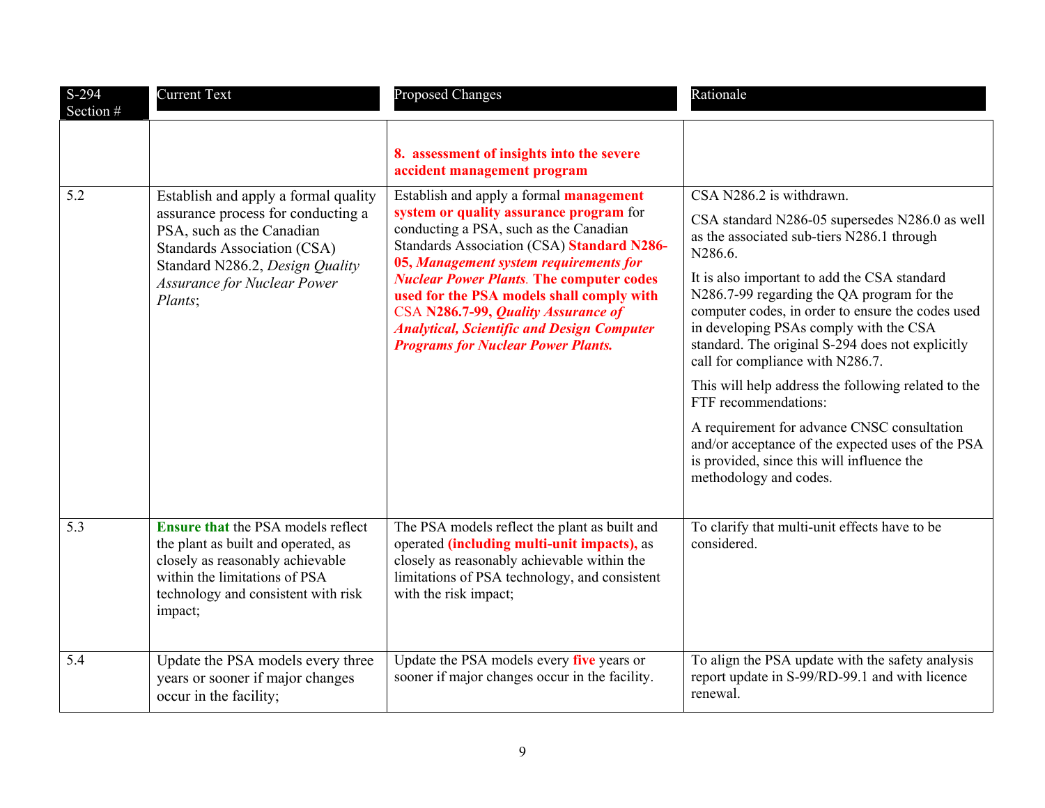| S-294 Section # | Current Text | Proposed Changes | Rationale |
|---|---|---|---|
| | | **8. assessment of insights into the severe accident management program** | |
| 5.2 | Establish and apply a formal quality assurance process for conducting a PSA, such as the Canadian Standards Association (CSA) Standard N286.2, *Design Quality Assurance for Nuclear Power Plants*; | Establish and apply a formal **management system or quality assurance program** for conducting a PSA, such as the Canadian Standards Association (CSA) **Standard N286-05, *Management system requirements for Nuclear Power Plants*. The computer codes used for the PSA models shall comply with** CSA **N286.7-99, *Quality Assurance of Analytical, Scientific and Design Computer Programs for Nuclear Power Plants.*** | CSA N286.2 is withdrawn.<br><br>CSA standard N286-05 supersedes N286.0 as well as the associated sub-tiers N286.1 through N286.6.<br><br>It is also important to add the CSA standard N286.7-99 regarding the QA program for the computer codes, in order to ensure the codes used in developing PSAs comply with the CSA standard. The original S-294 does not explicitly call for compliance with N286.7.<br><br>This will help address the following related to the FTF recommendations:<br><br>A requirement for advance CNSC consultation and/or acceptance of the expected uses of the PSA is provided, since this will influence the methodology and codes. |
| 5.3 | **Ensure that** the PSA models reflect the plant as built and operated, as closely as reasonably achievable within the limitations of PSA technology and consistent with risk impact; | The PSA models reflect the plant as built and operated **(including multi-unit impacts),** as closely as reasonably achievable within the limitations of PSA technology, and consistent with the risk impact; | To clarify that multi-unit effects have to be considered. |
| 5.4 | Update the PSA models every three years or sooner if major changes occur in the facility; | Update the PSA models every **five** years or sooner if major changes occur in the facility. | To align the PSA update with the safety analysis report update in S-99/RD-99.1 and with licence renewal. |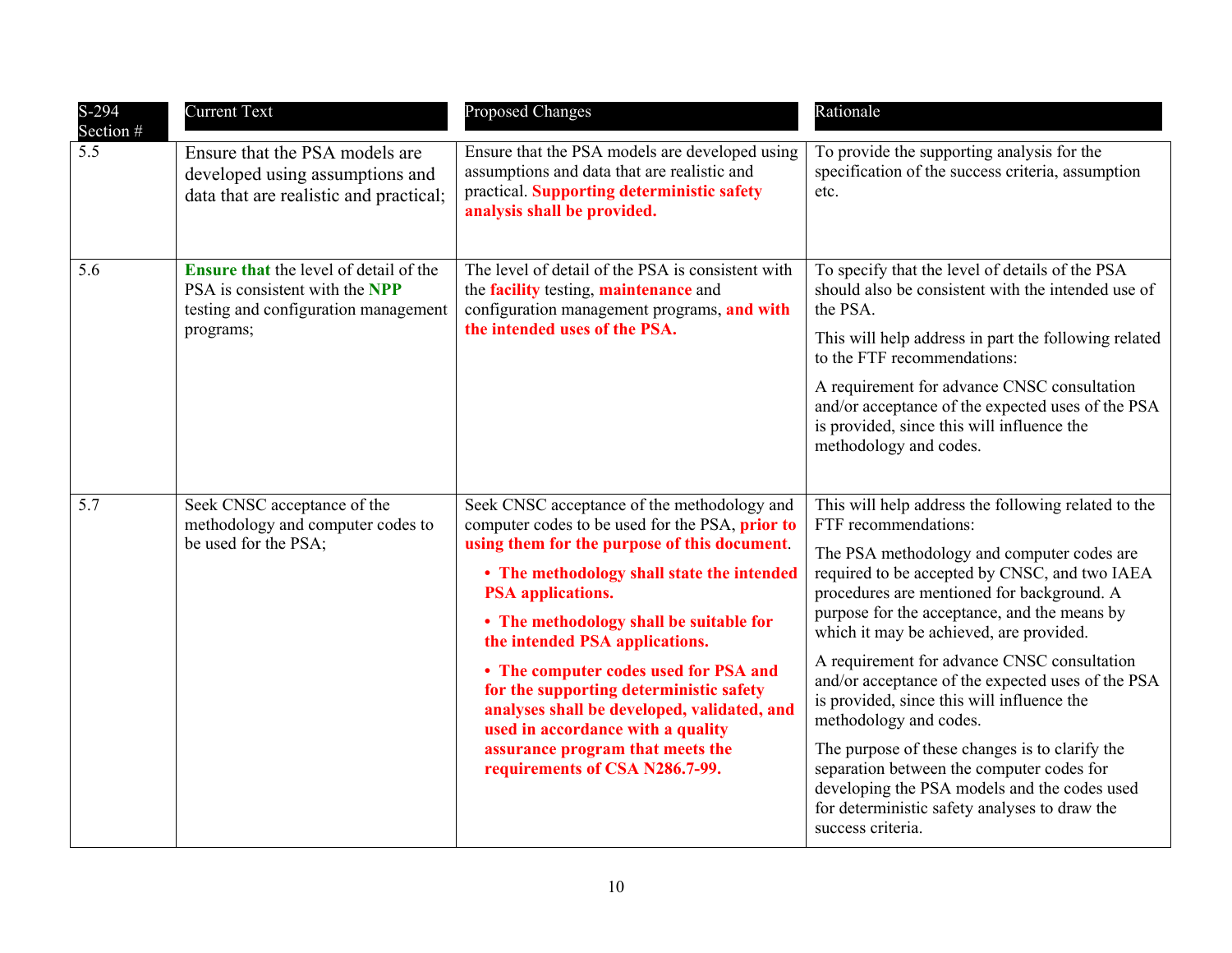| S-294 Section # | Current Text | Proposed Changes | Rationale |
|---|---|---|---|
| 5.5 | Ensure that the PSA models are developed using assumptions and data that are realistic and practical; | Ensure that the PSA models are developed using assumptions and data that are realistic and practical. **Supporting deterministic safety analysis shall be provided.** | To provide the supporting analysis for the specification of the success criteria, assumption etc. |
| 5.6 | **Ensure that** the level of detail of the PSA is consistent with the **NPP** testing and configuration management programs; | The level of detail of the PSA is consistent with the **facility** testing, **maintenance** and configuration management programs, **and with the intended uses of the PSA.** | To specify that the level of details of the PSA should also be consistent with the intended use of the PSA.<br><br>This will help address in part the following related to the FTF recommendations:<br><br>A requirement for advance CNSC consultation and/or acceptance of the expected uses of the PSA is provided, since this will influence the methodology and codes. |
| 5.7 | Seek CNSC acceptance of the methodology and computer codes to be used for the PSA; | Seek CNSC acceptance of the methodology and computer codes to be used for the PSA, **prior to using them for the purpose of this document**.<br><br>• **The methodology shall state the intended PSA applications.**<br><br>• **The methodology shall be suitable for the intended PSA applications.**<br><br>• **The computer codes used for PSA and for the supporting deterministic safety analyses shall be developed, validated, and used in accordance with a quality assurance program that meets the requirements of CSA N286.7-99.** | This will help address the following related to the FTF recommendations:<br><br>The PSA methodology and computer codes are required to be accepted by CNSC, and two IAEA procedures are mentioned for background. A purpose for the acceptance, and the means by which it may be achieved, are provided.<br><br>A requirement for advance CNSC consultation and/or acceptance of the expected uses of the PSA is provided, since this will influence the methodology and codes.<br><br>The purpose of these changes is to clarify the separation between the computer codes for developing the PSA models and the codes used for deterministic safety analyses to draw the success criteria. |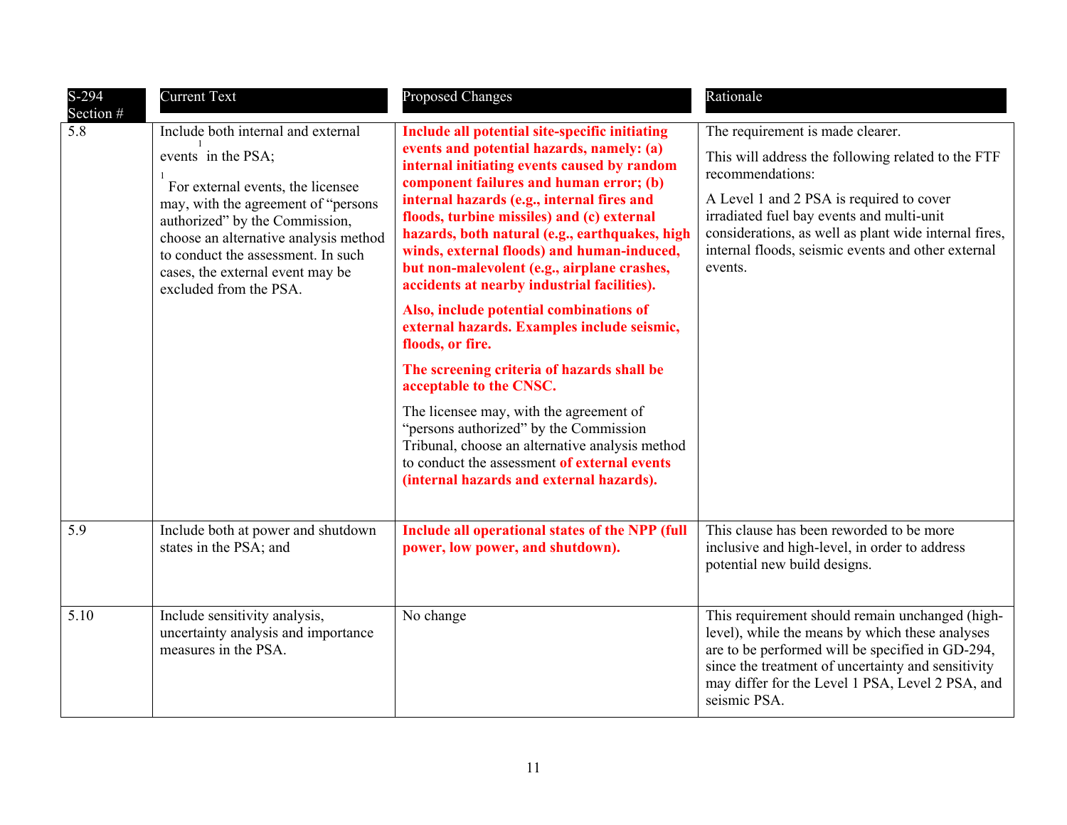| S-294 Section # | Current Text | Proposed Changes | Rationale |
|---|---|---|---|
| 5.8 | Include both internal and external events[1] in the PSA;<br><br>[1] For external events, the licensee may, with the agreement of "persons authorized" by the Commission, choose an alternative analysis method to conduct the assessment. In such cases, the external event may be excluded from the PSA. | **Include all potential site-specific initiating events and potential hazards, namely: (a) internal initiating events caused by random component failures and human error; (b) internal hazards (e.g., internal fires and floods, turbine missiles) and (c) external hazards, both natural (e.g., earthquakes, high winds, external floods) and human-induced, but non-malevolent (e.g., airplane crashes, accidents at nearby industrial facilities).**<br><br>**Also, include potential combinations of external hazards. Examples include seismic, floods, or fire.**<br><br>**The screening criteria of hazards shall be acceptable to the CNSC.**<br><br>The licensee may, with the agreement of "persons authorized" by the Commission Tribunal, choose an alternative analysis method to conduct the assessment **of external events (internal hazards and external hazards).** | The requirement is made clearer.<br><br>This will address the following related to the FTF recommendations:<br><br>A Level 1 and 2 PSA is required to cover irradiated fuel bay events and multi-unit considerations, as well as plant wide internal fires, internal floods, seismic events and other external events. |
| 5.9 | Include both at power and shutdown states in the PSA; and | **Include all operational states of the NPP (full power, low power, and shutdown).** | This clause has been reworded to be more inclusive and high-level, in order to address potential new build designs. |
| 5.10 | Include sensitivity analysis, uncertainty analysis and importance measures in the PSA. | No change | This requirement should remain unchanged (high-level), while the means by which these analyses are to be performed will be specified in GD-294, since the treatment of uncertainty and sensitivity may differ for the Level 1 PSA, Level 2 PSA, and seismic PSA. |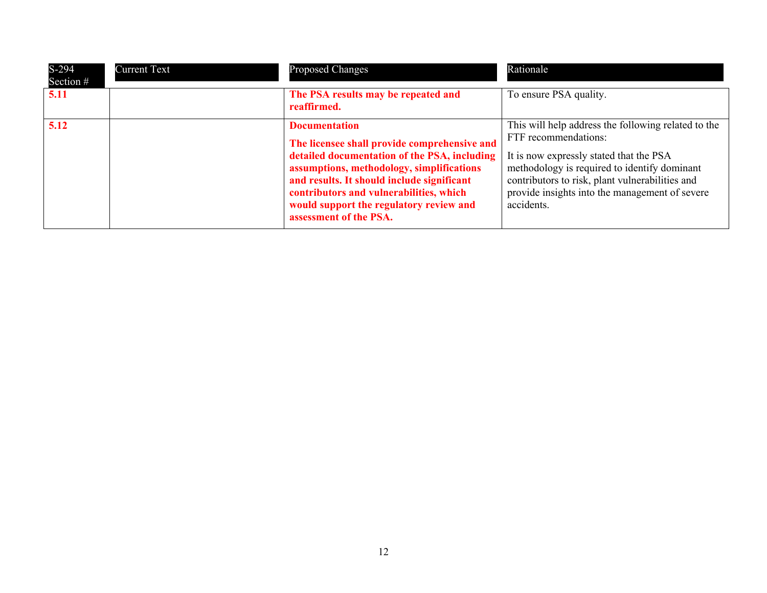| S-294 Section # | Current Text | Proposed Changes | Rationale |
|---|---|---|---|
| **5.11** | | **The PSA results may be repeated and reaffirmed.** | To ensure PSA quality. |
| **5.12** | | **Documentation**<br><br>**The licensee shall provide comprehensive and detailed documentation of the PSA, including assumptions, methodology, simplifications and results. It should include significant contributors and vulnerabilities, which would support the regulatory review and assessment of the PSA.** | This will help address the following related to the FTF recommendations:<br><br>It is now expressly stated that the PSA methodology is required to identify dominant contributors to risk, plant vulnerabilities and provide insights into the management of severe accidents. |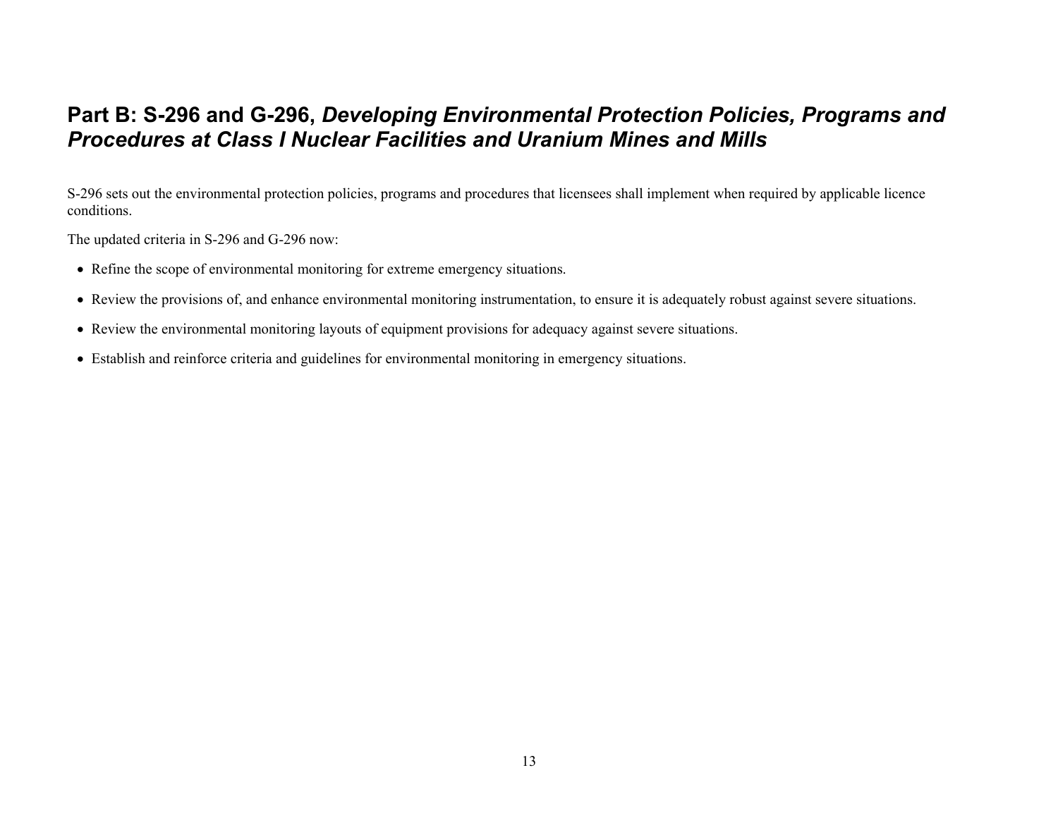## Part B: S-296 and G-296, *Developing Environmental Protection Policies, Programs and Procedures at Class I Nuclear Facilities and Uranium Mines and Mills*

S-296 sets out the environmental protection policies, programs and procedures that licensees shall implement when required by applicable licence conditions.

The updated criteria in S-296 and G-296 now:

- Refine the scope of environmental monitoring for extreme emergency situations.
- Review the provisions of, and enhance environmental monitoring instrumentation, to ensure it is adequately robust against severe situations.
- Review the environmental monitoring layouts of equipment provisions for adequacy against severe situations.
- Establish and reinforce criteria and guidelines for environmental monitoring in emergency situations.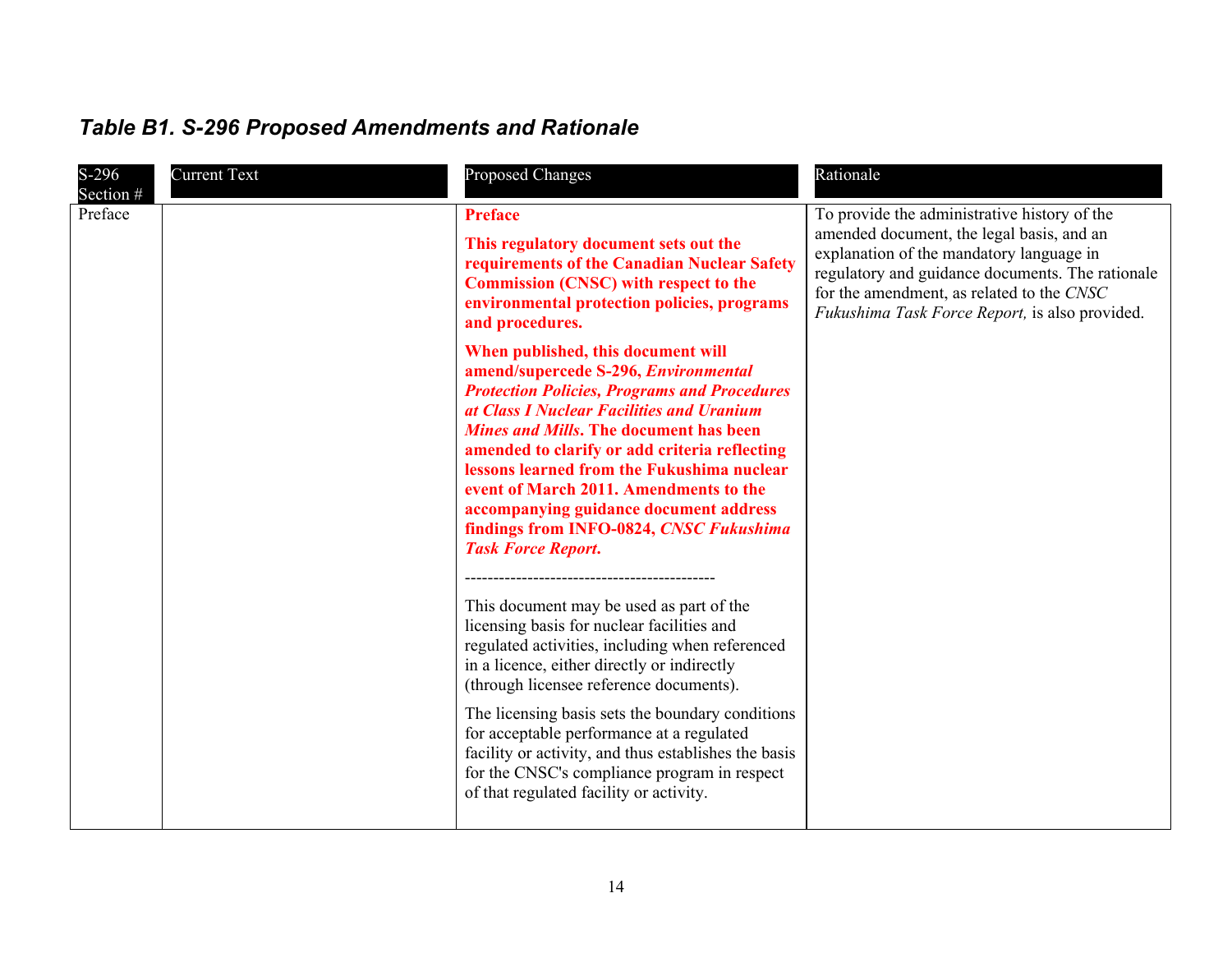### *Table B1. S-296 Proposed Amendments and Rationale*

| S-296 Section # | Current Text | Proposed Changes | Rationale |
|---|---|---|---|
| Preface | | **Preface**<br><br>**This regulatory document sets out the requirements of the Canadian Nuclear Safety Commission (CNSC) with respect to the environmental protection policies, programs and procedures.**<br><br>**When published, this document will amend/supercede S-296, *Environmental Protection Policies, Programs and Procedures at Class I Nuclear Facilities and Uranium Mines and Mills*. The document has been amended to clarify or add criteria reflecting lessons learned from the Fukushima nuclear event of March 2011. Amendments to the accompanying guidance document address findings from INFO-0824, *CNSC Fukushima Task Force Report*.**<br><br>--------------------------------------------<br><br>This document may be used as part of the licensing basis for nuclear facilities and regulated activities, including when referenced in a licence, either directly or indirectly (through licensee reference documents).<br><br>The licensing basis sets the boundary conditions for acceptable performance at a regulated facility or activity, and thus establishes the basis for the CNSC's compliance program in respect of that regulated facility or activity. | To provide the administrative history of the amended document, the legal basis, and an explanation of the mandatory language in regulatory and guidance documents. The rationale for the amendment, as related to the *CNSC Fukushima Task Force Report,* is also provided. |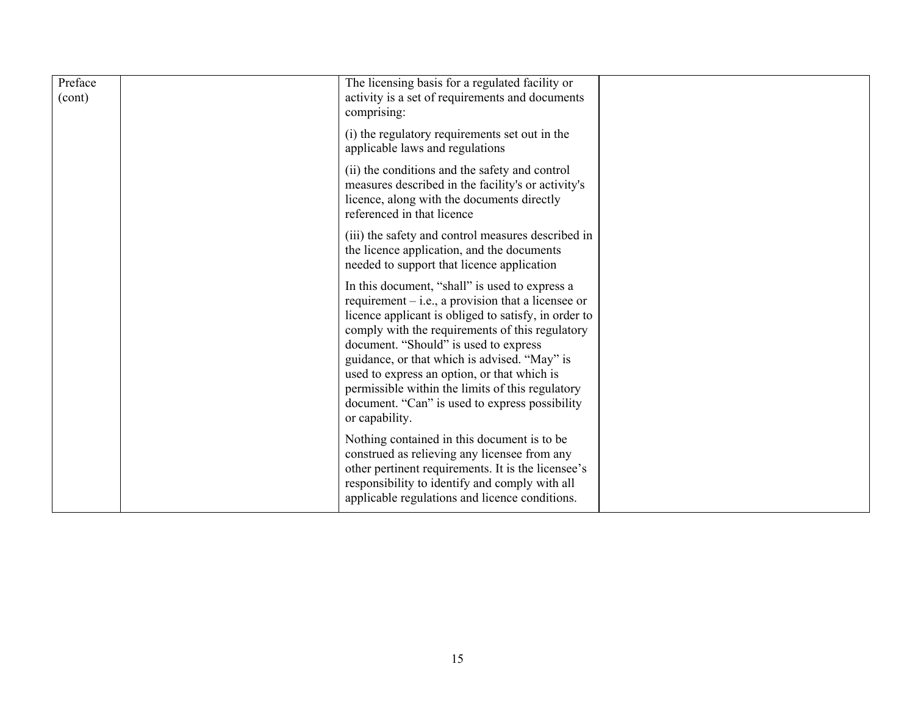| | | | |
|---|---|---|---|
| Preface (cont) | | The licensing basis for a regulated facility or activity is a set of requirements and documents comprising:<br><br>(i) the regulatory requirements set out in the applicable laws and regulations<br><br>(ii) the conditions and the safety and control measures described in the facility's or activity's licence, along with the documents directly referenced in that licence<br><br>(iii) the safety and control measures described in the licence application, and the documents needed to support that licence application<br><br>In this document, "shall" is used to express a requirement – i.e., a provision that a licensee or licence applicant is obliged to satisfy, in order to comply with the requirements of this regulatory document. "Should" is used to express guidance, or that which is advised. "May" is used to express an option, or that which is permissible within the limits of this regulatory document. "Can" is used to express possibility or capability.<br><br>Nothing contained in this document is to be construed as relieving any licensee from any other pertinent requirements. It is the licensee's responsibility to identify and comply with all applicable regulations and licence conditions. | |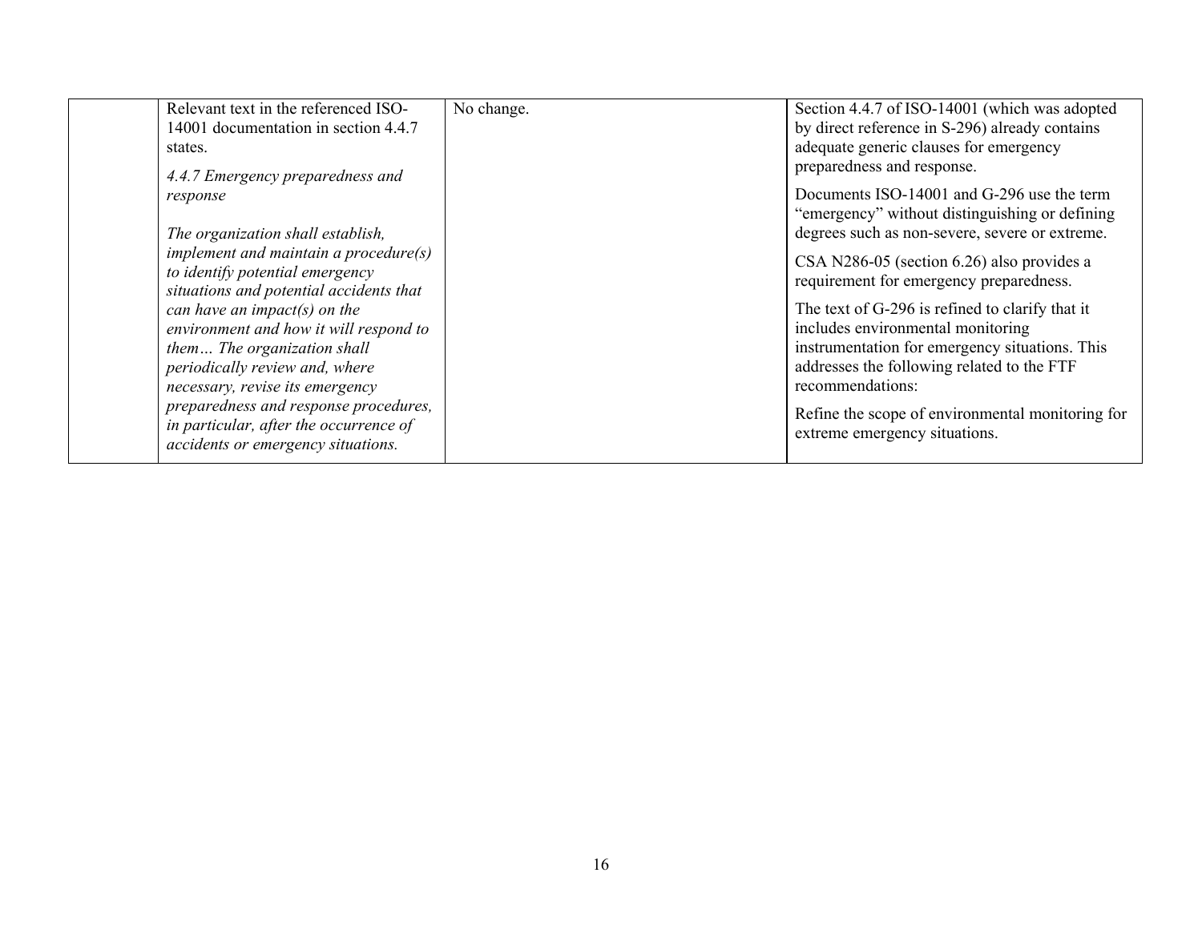|  | Relevant text in the referenced ISO-14001 documentation in section 4.4.7 states.<br><br>*4.4.7 Emergency preparedness and response*<br><br>*The organization shall establish, implement and maintain a procedure(s) to identify potential emergency situations and potential accidents that can have an impact(s) on the environment and how it will respond to them… The organization shall periodically review and, where necessary, revise its emergency preparedness and response procedures, in particular, after the occurrence of accidents or emergency situations.* | No change. | Section 4.4.7 of ISO-14001 (which was adopted by direct reference in S-296) already contains adequate generic clauses for emergency preparedness and response.<br><br>Documents ISO-14001 and G-296 use the term "emergency" without distinguishing or defining degrees such as non-severe, severe or extreme.<br><br>CSA N286-05 (section 6.26) also provides a requirement for emergency preparedness.<br><br>The text of G-296 is refined to clarify that it includes environmental monitoring instrumentation for emergency situations. This addresses the following related to the FTF recommendations:<br><br>Refine the scope of environmental monitoring for extreme emergency situations. |
|---|---|---|---|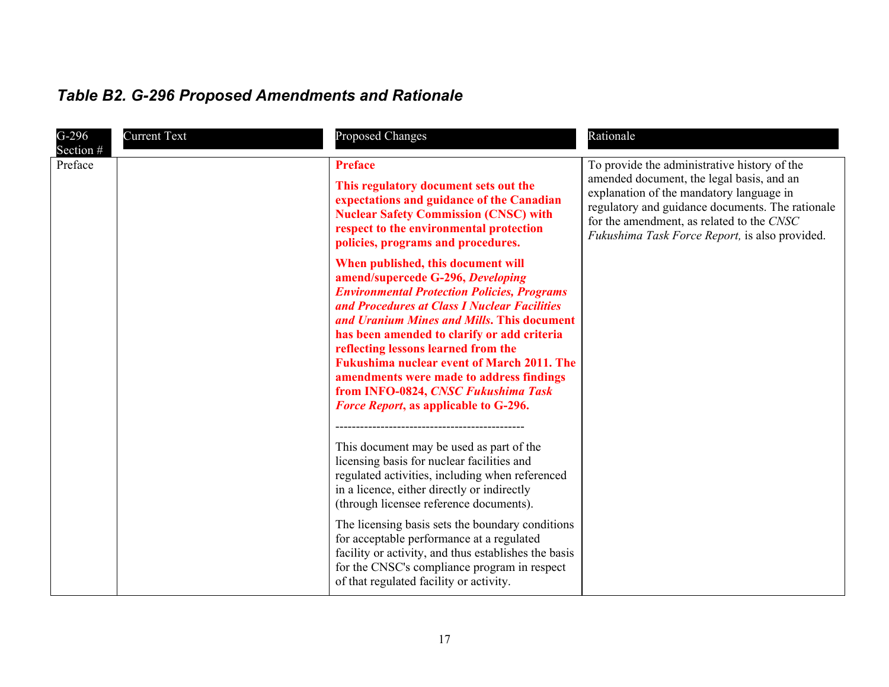## *Table B2. G-296 Proposed Amendments and Rationale*

| G-296 Section # | Current Text | Proposed Changes | Rationale |
|---|---|---|---|
| Preface | | **Preface**<br><br>**This regulatory document sets out the expectations and guidance of the Canadian Nuclear Safety Commission (CNSC) with respect to the environmental protection policies, programs and procedures.**<br><br>**When published, this document will amend/supercede G-296, *Developing Environmental Protection Policies, Programs and Procedures at Class I Nuclear Facilities and Uranium Mines and Mills*. This document has been amended to clarify or add criteria reflecting lessons learned from the Fukushima nuclear event of March 2011. The amendments were made to address findings from INFO-0824, *CNSC Fukushima Task Force Report*, as applicable to G-296.**<br><br>---------------------------------------------<br><br>This document may be used as part of the licensing basis for nuclear facilities and regulated activities, including when referenced in a licence, either directly or indirectly (through licensee reference documents).<br><br>The licensing basis sets the boundary conditions for acceptable performance at a regulated facility or activity, and thus establishes the basis for the CNSC's compliance program in respect of that regulated facility or activity. | To provide the administrative history of the amended document, the legal basis, and an explanation of the mandatory language in regulatory and guidance documents. The rationale for the amendment, as related to the *CNSC Fukushima Task Force Report,* is also provided. |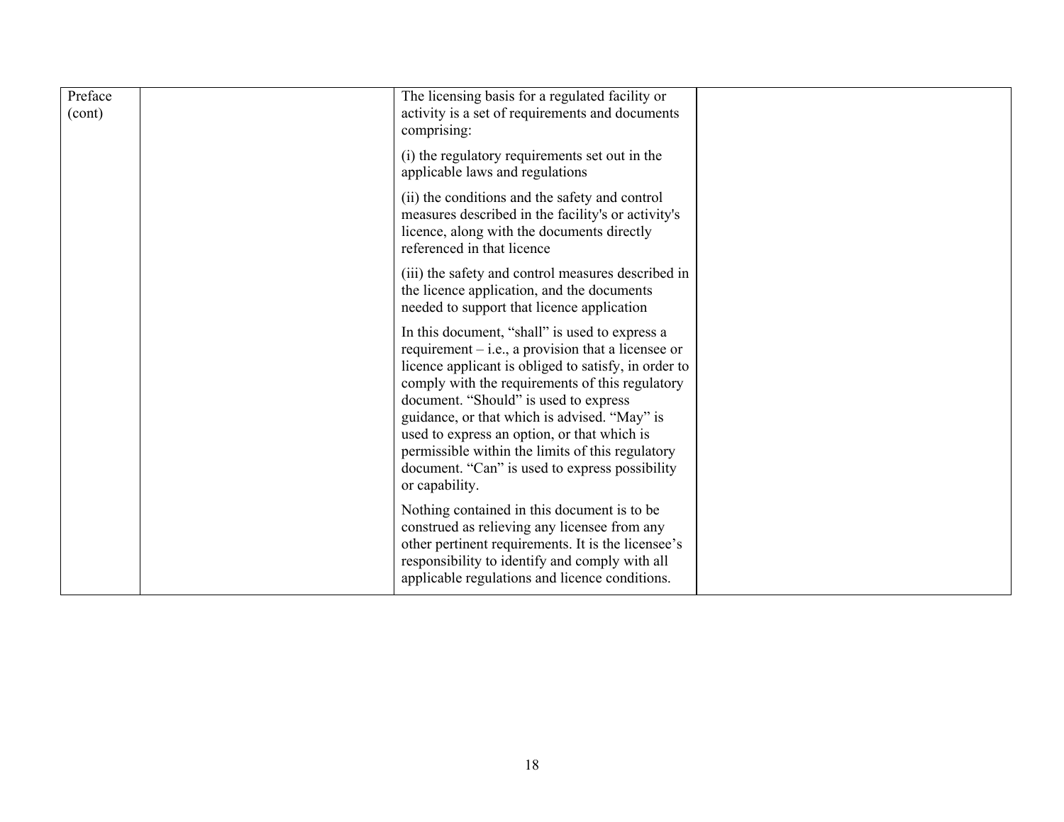| Preface (cont) | | The licensing basis for a regulated facility or activity is a set of requirements and documents comprising:<br><br>(i) the regulatory requirements set out in the applicable laws and regulations<br><br>(ii) the conditions and the safety and control measures described in the facility's or activity's licence, along with the documents directly referenced in that licence<br><br>(iii) the safety and control measures described in the licence application, and the documents needed to support that licence application<br><br>In this document, "shall" is used to express a requirement – i.e., a provision that a licensee or licence applicant is obliged to satisfy, in order to comply with the requirements of this regulatory document. "Should" is used to express guidance, or that which is advised. "May" is used to express an option, or that which is permissible within the limits of this regulatory document. "Can" is used to express possibility or capability.<br><br>Nothing contained in this document is to be construed as relieving any licensee from any other pertinent requirements. It is the licensee's responsibility to identify and comply with all applicable regulations and licence conditions. | |
|---|---|---|---|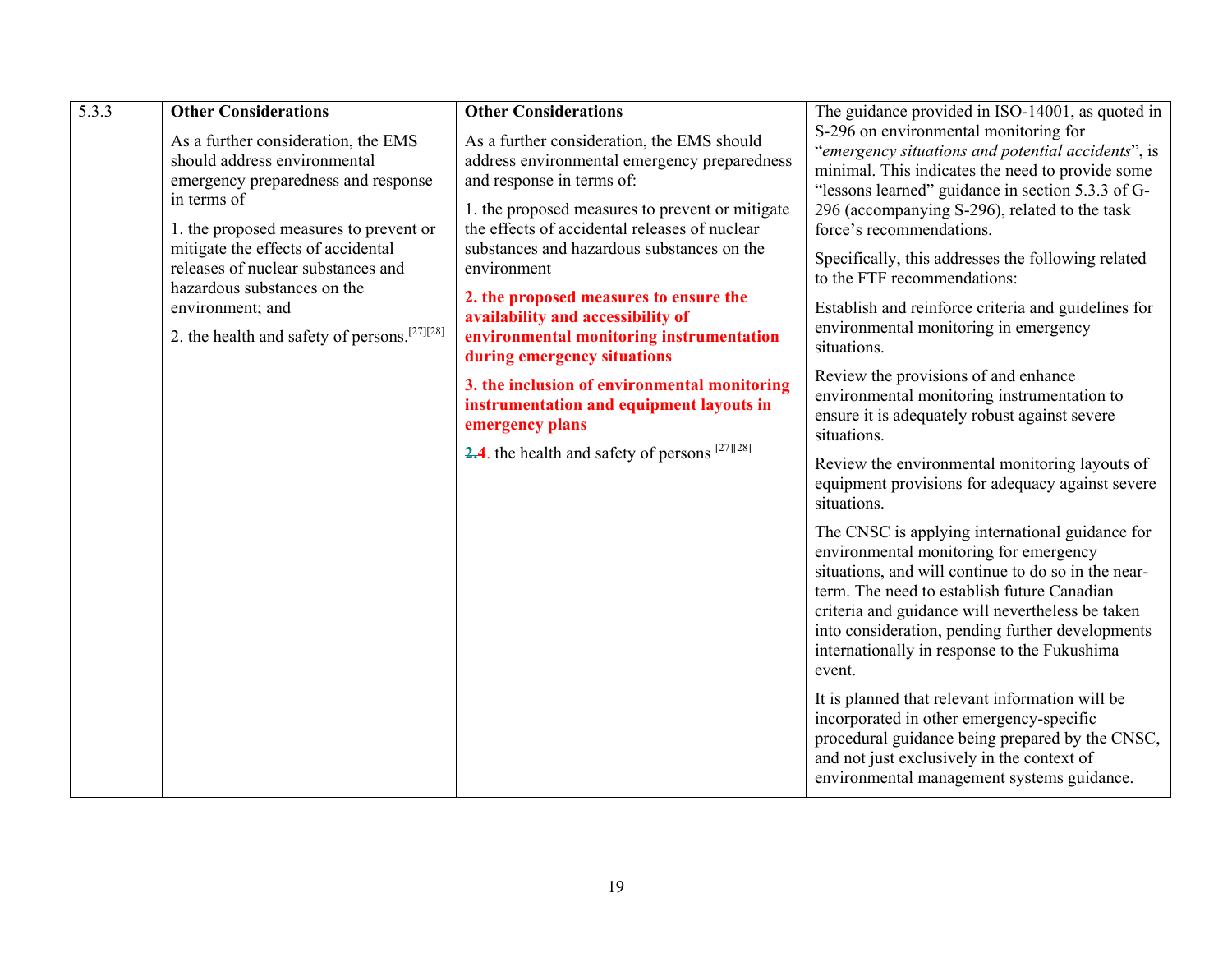| 5.3.3 | **Other Considerations**<br><br>As a further consideration, the EMS should address environmental emergency preparedness and response in terms of<br><br>1. the proposed measures to prevent or mitigate the effects of accidental releases of nuclear substances and hazardous substances on the environment; and<br><br>2. the health and safety of persons.[27][28] | **Other Considerations**<br><br>As a further consideration, the EMS should address environmental emergency preparedness and response in terms of:<br><br>1. the proposed measures to prevent or mitigate the effects of accidental releases of nuclear substances and hazardous substances on the environment<br><br>**2. the proposed measures to ensure the availability and accessibility of environmental monitoring instrumentation during emergency situations**<br><br>**3. the inclusion of environmental monitoring instrumentation and equipment layouts in emergency plans**<br><br>~~2.~~**4**. the health and safety of persons [27][28] | The guidance provided in ISO-14001, as quoted in S-296 on environmental monitoring for "*emergency situations and potential accidents*", is minimal. This indicates the need to provide some "lessons learned" guidance in section 5.3.3 of G-296 (accompanying S-296), related to the task force's recommendations.<br><br>Specifically, this addresses the following related to the FTF recommendations:<br><br>Establish and reinforce criteria and guidelines for environmental monitoring in emergency situations.<br><br>Review the provisions of and enhance environmental monitoring instrumentation to ensure it is adequately robust against severe situations.<br><br>Review the environmental monitoring layouts of equipment provisions for adequacy against severe situations.<br><br>The CNSC is applying international guidance for environmental monitoring for emergency situations, and will continue to do so in the near-term. The need to establish future Canadian criteria and guidance will nevertheless be taken into consideration, pending further developments internationally in response to the Fukushima event.<br><br>It is planned that relevant information will be incorporated in other emergency-specific procedural guidance being prepared by the CNSC, and not just exclusively in the context of environmental management systems guidance. |
|---|---|---|---|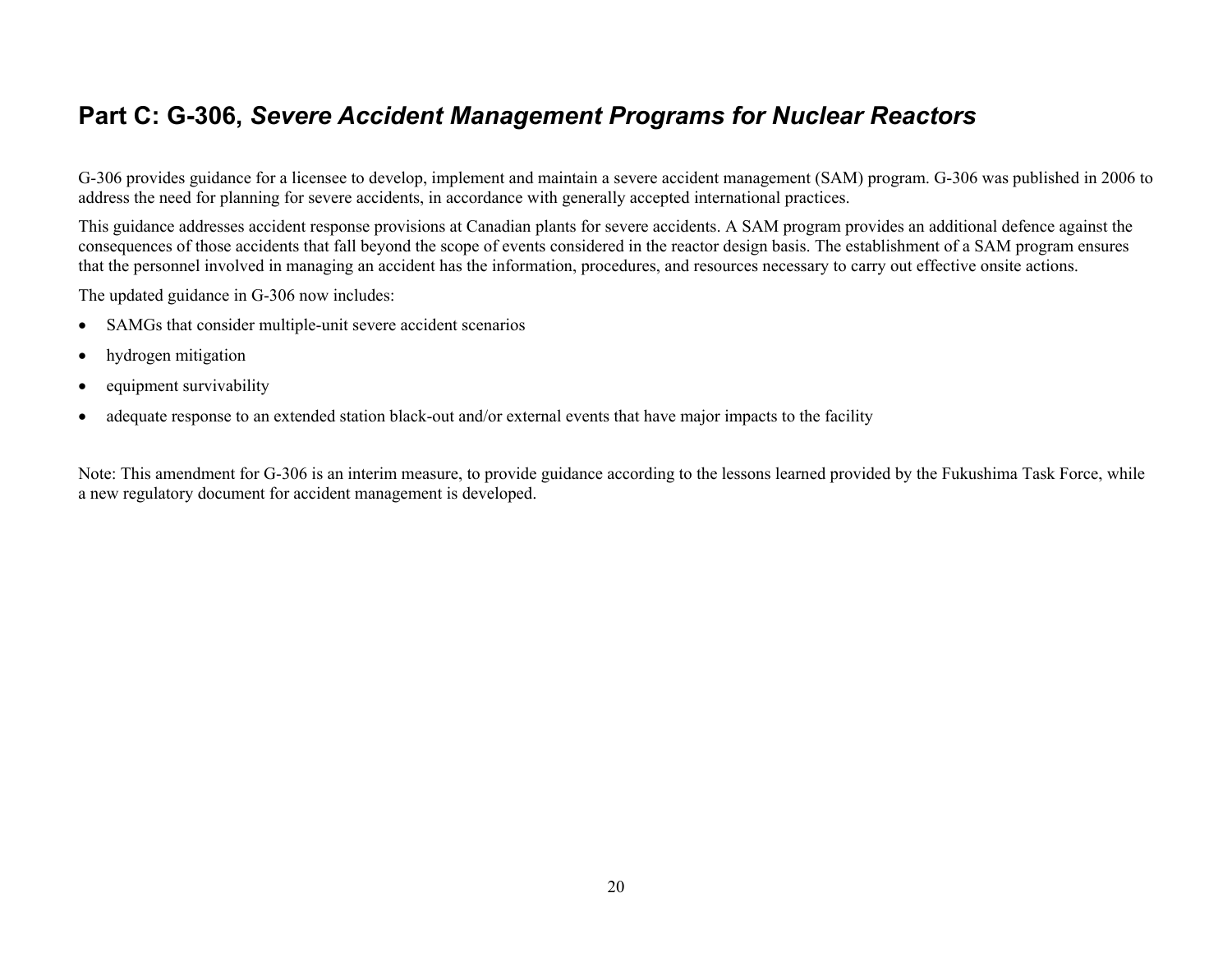## Part C: G-306, *Severe Accident Management Programs for Nuclear Reactors*

G-306 provides guidance for a licensee to develop, implement and maintain a severe accident management (SAM) program. G-306 was published in 2006 to address the need for planning for severe accidents, in accordance with generally accepted international practices.

This guidance addresses accident response provisions at Canadian plants for severe accidents. A SAM program provides an additional defence against the consequences of those accidents that fall beyond the scope of events considered in the reactor design basis. The establishment of a SAM program ensures that the personnel involved in managing an accident has the information, procedures, and resources necessary to carry out effective onsite actions.

The updated guidance in G-306 now includes:

- SAMGs that consider multiple-unit severe accident scenarios
- hydrogen mitigation
- equipment survivability
- adequate response to an extended station black-out and/or external events that have major impacts to the facility

Note: This amendment for G-306 is an interim measure, to provide guidance according to the lessons learned provided by the Fukushima Task Force, while a new regulatory document for accident management is developed.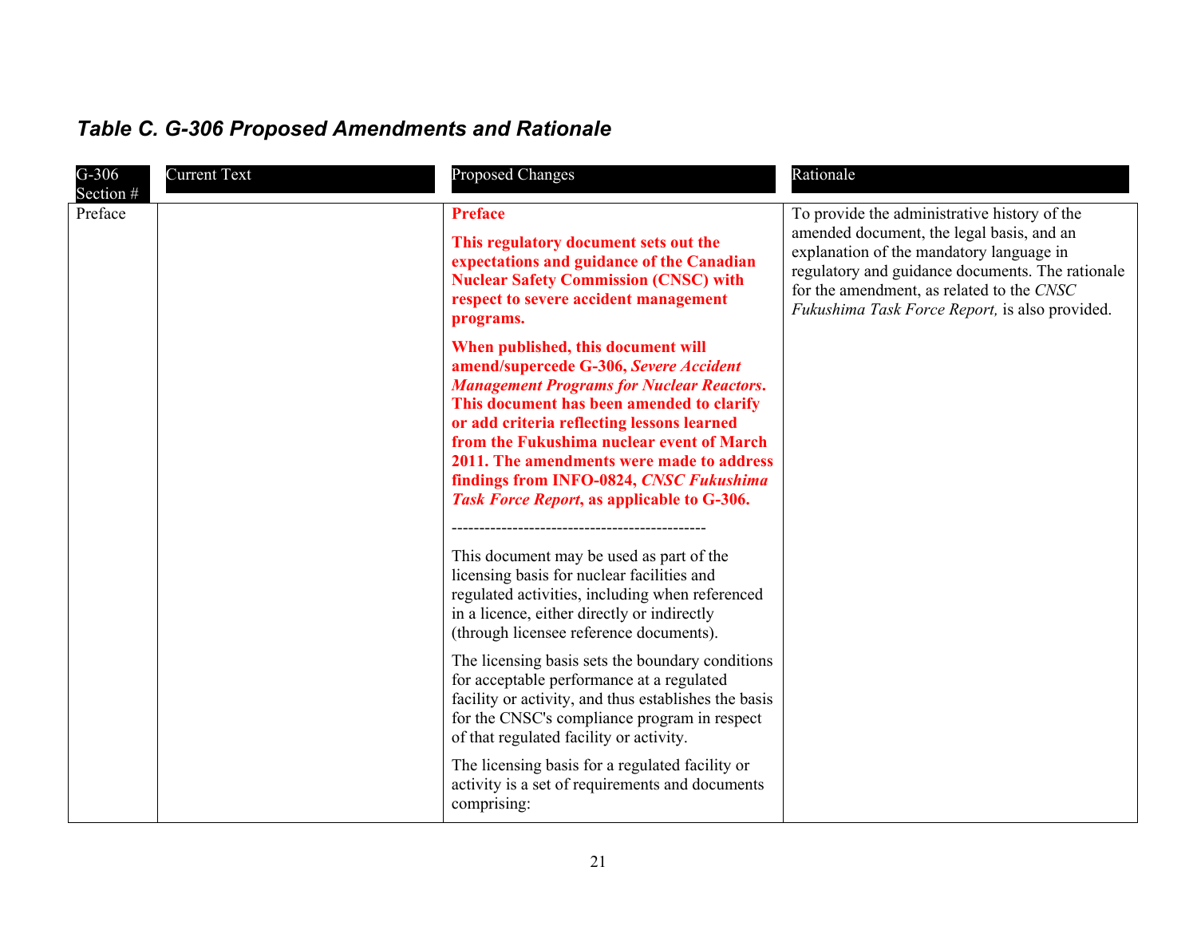### *Table C. G-306 Proposed Amendments and Rationale*

| G-306 Section # | Current Text | Proposed Changes | Rationale |
| --- | --- | --- | --- |
| Preface | | **Preface**<br><br>**This regulatory document sets out the expectations and guidance of the Canadian Nuclear Safety Commission (CNSC) with respect to severe accident management programs.**<br><br>**When published, this document will amend/supercede G-306, *Severe Accident Management Programs for Nuclear Reactors*. This document has been amended to clarify or add criteria reflecting lessons learned from the Fukushima nuclear event of March 2011. The amendments were made to address findings from INFO-0824, *CNSC Fukushima Task Force Report*, as applicable to G-306.**<br><br>----------------------------------------------<br><br>This document may be used as part of the licensing basis for nuclear facilities and regulated activities, including when referenced in a licence, either directly or indirectly (through licensee reference documents).<br><br>The licensing basis sets the boundary conditions for acceptable performance at a regulated facility or activity, and thus establishes the basis for the CNSC's compliance program in respect of that regulated facility or activity.<br><br>The licensing basis for a regulated facility or activity is a set of requirements and documents comprising: | To provide the administrative history of the amended document, the legal basis, and an explanation of the mandatory language in regulatory and guidance documents. The rationale for the amendment, as related to the *CNSC Fukushima Task Force Report,* is also provided. |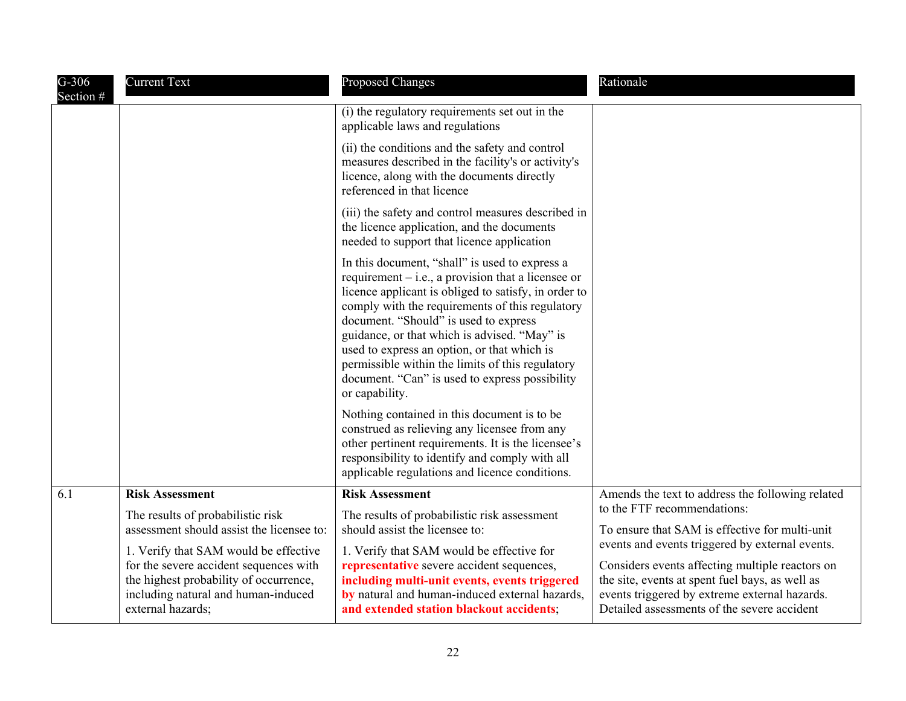| G-306 Section # | Current Text | Proposed Changes | Rationale |
|---|---|---|---|
| | | (i) the regulatory requirements set out in the applicable laws and regulations<br><br>(ii) the conditions and the safety and control measures described in the facility's or activity's licence, along with the documents directly referenced in that licence<br><br>(iii) the safety and control measures described in the licence application, and the documents needed to support that licence application<br><br>In this document, "shall" is used to express a requirement – i.e., a provision that a licensee or licence applicant is obliged to satisfy, in order to comply with the requirements of this regulatory document. "Should" is used to express guidance, or that which is advised. "May" is used to express an option, or that which is permissible within the limits of this regulatory document. "Can" is used to express possibility or capability.<br><br>Nothing contained in this document is to be construed as relieving any licensee from any other pertinent requirements. It is the licensee's responsibility to identify and comply with all applicable regulations and licence conditions. | |
| 6.1 | **Risk Assessment**<br><br>The results of probabilistic risk assessment should assist the licensee to:<br><br>1. Verify that SAM would be effective for the severe accident sequences with the highest probability of occurrence, including natural and human-induced external hazards; | **Risk Assessment**<br><br>The results of probabilistic risk assessment should assist the licensee to:<br><br>1. Verify that SAM would be effective for **representative** severe accident sequences, **including multi-unit events, events triggered by** natural and human-induced external hazards, **and extended station blackout accidents**; | Amends the text to address the following related to the FTF recommendations:<br><br>To ensure that SAM is effective for multi-unit events and events triggered by external events.<br><br>Considers events affecting multiple reactors on the site, events at spent fuel bays, as well as events triggered by extreme external hazards. Detailed assessments of the severe accident |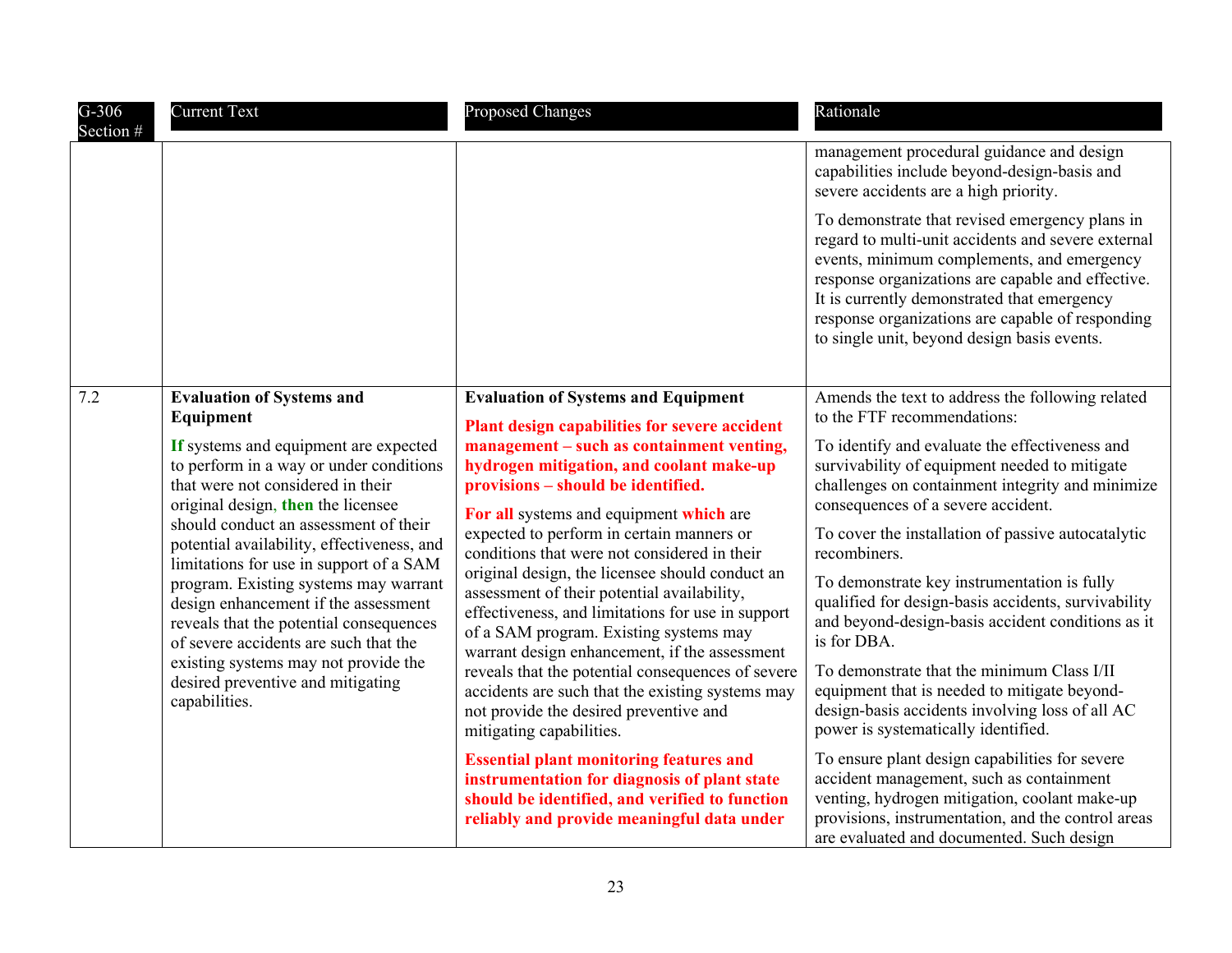| G-306 Section # | Current Text | Proposed Changes | Rationale |
|---|---|---|---|
| | | | management procedural guidance and design capabilities include beyond-design-basis and severe accidents are a high priority.<br><br>To demonstrate that revised emergency plans in regard to multi-unit accidents and severe external events, minimum complements, and emergency response organizations are capable and effective. It is currently demonstrated that emergency response organizations are capable of responding to single unit, beyond design basis events. |
| 7.2 | **Evaluation of Systems and Equipment**<br><br>**If** systems and equipment are expected to perform in a way or under conditions that were not considered in their original design, **then** the licensee should conduct an assessment of their potential availability, effectiveness, and limitations for use in support of a SAM program. Existing systems may warrant design enhancement if the assessment reveals that the potential consequences of severe accidents are such that the existing systems may not provide the desired preventive and mitigating capabilities. | **Evaluation of Systems and Equipment**<br><br>**Plant design capabilities for severe accident management – such as containment venting, hydrogen mitigation, and coolant make-up provisions – should be identified.**<br><br>**For all** systems and equipment **which** are expected to perform in certain manners or conditions that were not considered in their original design, the licensee should conduct an assessment of their potential availability, effectiveness, and limitations for use in support of a SAM program. Existing systems may warrant design enhancement, if the assessment reveals that the potential consequences of severe accidents are such that the existing systems may not provide the desired preventive and mitigating capabilities.<br><br>**Essential plant monitoring features and instrumentation for diagnosis of plant state should be identified, and verified to function reliably and provide meaningful data under** | Amends the text to address the following related to the FTF recommendations:<br><br>To identify and evaluate the effectiveness and survivability of equipment needed to mitigate challenges on containment integrity and minimize consequences of a severe accident.<br><br>To cover the installation of passive autocatalytic recombiners.<br><br>To demonstrate key instrumentation is fully qualified for design-basis accidents, survivability and beyond-design-basis accident conditions as it is for DBA.<br><br>To demonstrate that the minimum Class I/II equipment that is needed to mitigate beyond-design-basis accidents involving loss of all AC power is systematically identified.<br><br>To ensure plant design capabilities for severe accident management, such as containment venting, hydrogen mitigation, coolant make-up provisions, instrumentation, and the control areas are evaluated and documented. Such design |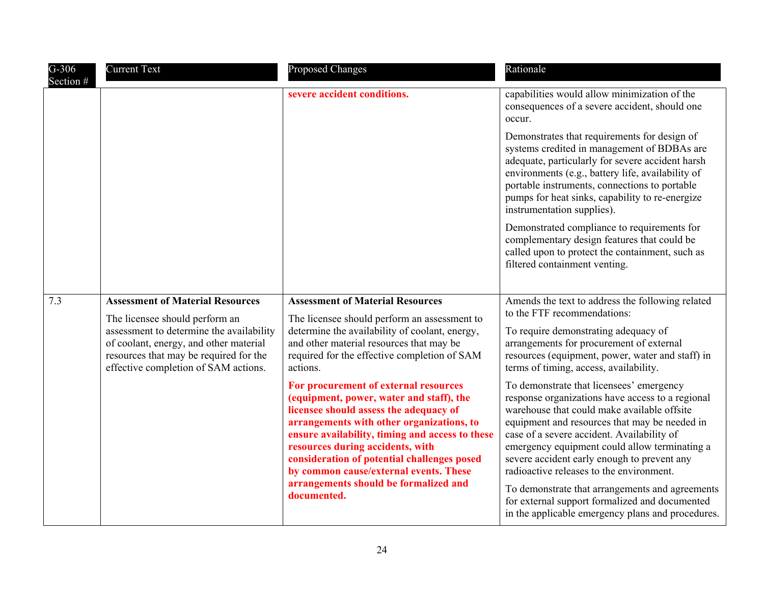| G-306 Section # | Current Text | Proposed Changes | Rationale |
|---|---|---|---|
| | | **severe accident conditions.** | capabilities would allow minimization of the consequences of a severe accident, should one occur.<br><br>Demonstrates that requirements for design of systems credited in management of BDBAs are adequate, particularly for severe accident harsh environments (e.g., battery life, availability of portable instruments, connections to portable pumps for heat sinks, capability to re-energize instrumentation supplies).<br><br>Demonstrated compliance to requirements for complementary design features that could be called upon to protect the containment, such as filtered containment venting. |
| 7.3 | **Assessment of Material Resources**<br><br>The licensee should perform an assessment to determine the availability of coolant, energy, and other material resources that may be required for the effective completion of SAM actions. | **Assessment of Material Resources**<br><br>The licensee should perform an assessment to determine the availability of coolant, energy, and other material resources that may be required for the effective completion of SAM actions.<br><br>**For procurement of external resources (equipment, power, water and staff), the licensee should assess the adequacy of arrangements with other organizations, to ensure availability, timing and access to these resources during accidents, with consideration of potential challenges posed by common cause/external events. These arrangements should be formalized and documented.** | Amends the text to address the following related to the FTF recommendations:<br><br>To require demonstrating adequacy of arrangements for procurement of external resources (equipment, power, water and staff) in terms of timing, access, availability.<br><br>To demonstrate that licensees' emergency response organizations have access to a regional warehouse that could make available offsite equipment and resources that may be needed in case of a severe accident. Availability of emergency equipment could allow terminating a severe accident early enough to prevent any radioactive releases to the environment.<br><br>To demonstrate that arrangements and agreements for external support formalized and documented in the applicable emergency plans and procedures. |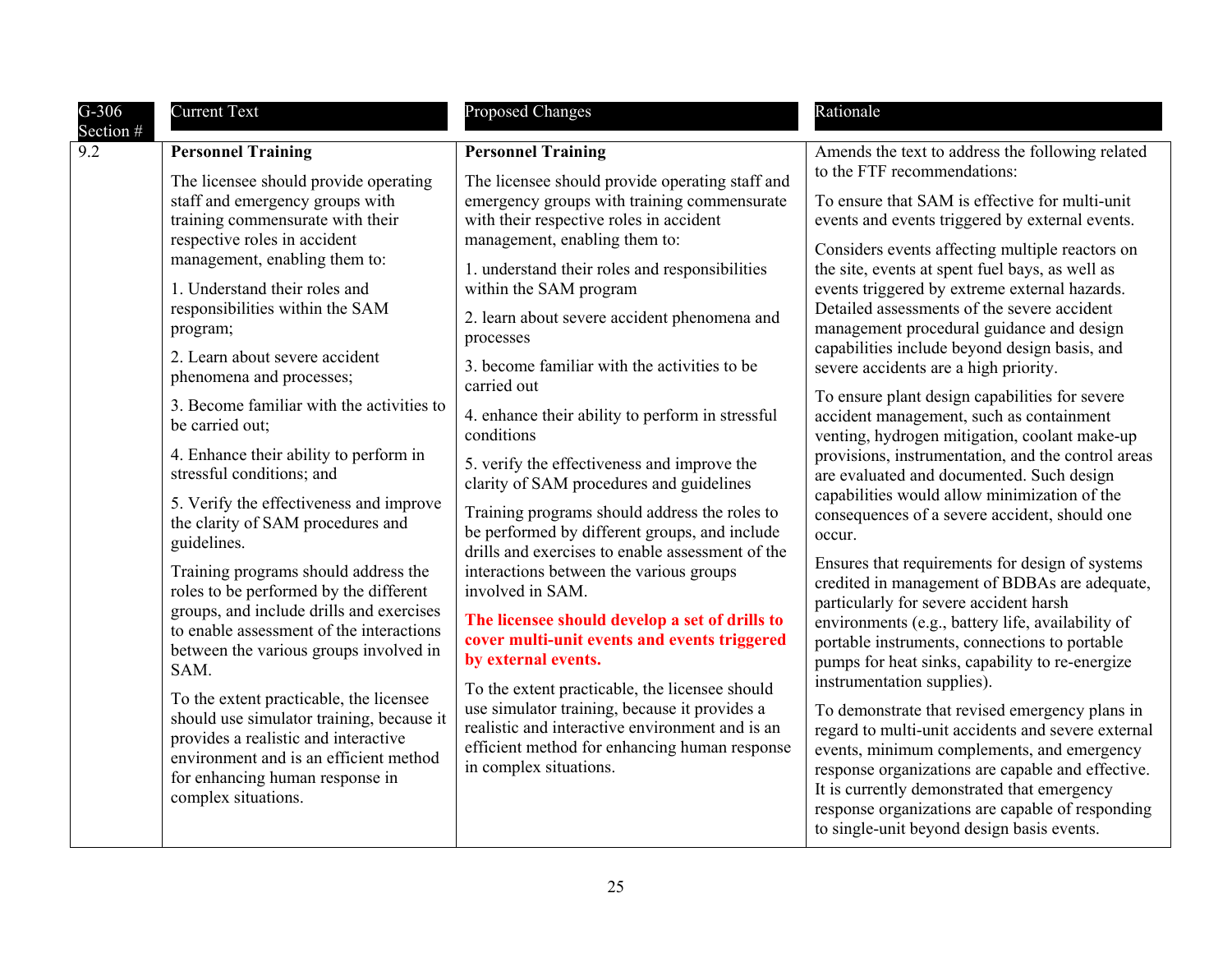| G-306 Section # | Current Text | Proposed Changes | Rationale |
| --- | --- | --- | --- |
| 9.2 | **Personnel Training**<br><br>The licensee should provide operating staff and emergency groups with training commensurate with their respective roles in accident management, enabling them to:<br><br>1. Understand their roles and responsibilities within the SAM program;<br><br>2. Learn about severe accident phenomena and processes;<br><br>3. Become familiar with the activities to be carried out;<br><br>4. Enhance their ability to perform in stressful conditions; and<br><br>5. Verify the effectiveness and improve the clarity of SAM procedures and guidelines.<br><br>Training programs should address the roles to be performed by the different groups, and include drills and exercises to enable assessment of the interactions between the various groups involved in SAM.<br><br>To the extent practicable, the licensee should use simulator training, because it provides a realistic and interactive environment and is an efficient method for enhancing human response in complex situations. | **Personnel Training**<br><br>The licensee should provide operating staff and emergency groups with training commensurate with their respective roles in accident management, enabling them to:<br><br>1. understand their roles and responsibilities within the SAM program<br><br>2. learn about severe accident phenomena and processes<br><br>3. become familiar with the activities to be carried out<br><br>4. enhance their ability to perform in stressful conditions<br><br>5. verify the effectiveness and improve the clarity of SAM procedures and guidelines<br><br>Training programs should address the roles to be performed by different groups, and include drills and exercises to enable assessment of the interactions between the various groups involved in SAM.<br><br>**The licensee should develop a set of drills to cover multi-unit events and events triggered by external events.**<br><br>To the extent practicable, the licensee should use simulator training, because it provides a realistic and interactive environment and is an efficient method for enhancing human response in complex situations. | Amends the text to address the following related to the FTF recommendations:<br><br>To ensure that SAM is effective for multi-unit events and events triggered by external events.<br><br>Considers events affecting multiple reactors on the site, events at spent fuel bays, as well as events triggered by extreme external hazards. Detailed assessments of the severe accident management procedural guidance and design capabilities include beyond design basis, and severe accidents are a high priority.<br><br>To ensure plant design capabilities for severe accident management, such as containment venting, hydrogen mitigation, coolant make-up provisions, instrumentation, and the control areas are evaluated and documented. Such design capabilities would allow minimization of the consequences of a severe accident, should one occur.<br><br>Ensures that requirements for design of systems credited in management of BDBAs are adequate, particularly for severe accident harsh environments (e.g., battery life, availability of portable instruments, connections to portable pumps for heat sinks, capability to re-energize instrumentation supplies).<br><br>To demonstrate that revised emergency plans in regard to multi-unit accidents and severe external events, minimum complements, and emergency response organizations are capable and effective. It is currently demonstrated that emergency response organizations are capable of responding to single-unit beyond design basis events. |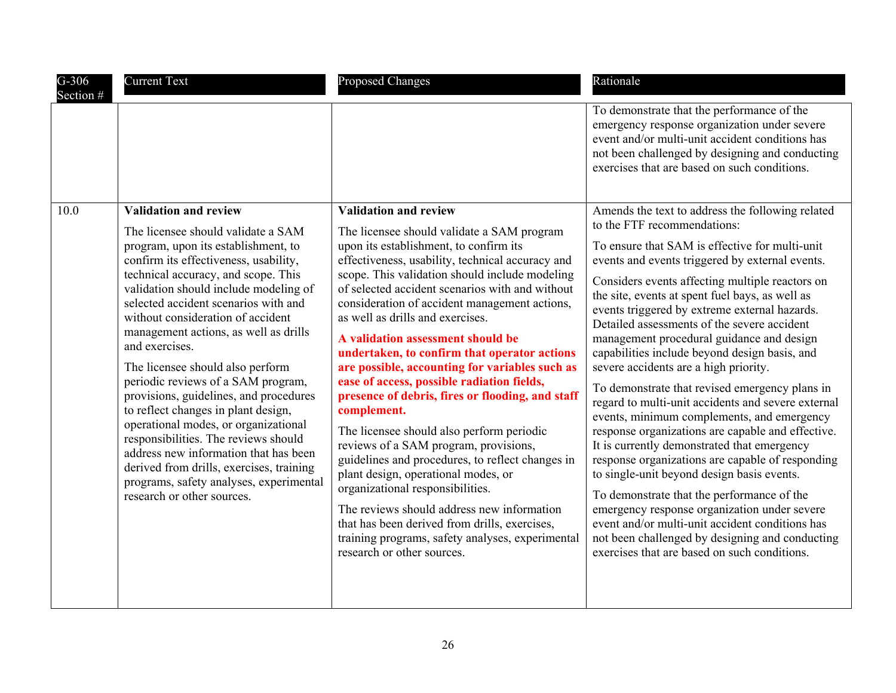| G-306 Section # | Current Text | Proposed Changes | Rationale |
|---|---|---|---|
| | | | To demonstrate that the performance of the emergency response organization under severe event and/or multi-unit accident conditions has not been challenged by designing and conducting exercises that are based on such conditions. |
| 10.0 | **Validation and review**<br><br>The licensee should validate a SAM program, upon its establishment, to confirm its effectiveness, usability, technical accuracy, and scope. This validation should include modeling of selected accident scenarios with and without consideration of accident management actions, as well as drills and exercises.<br><br>The licensee should also perform periodic reviews of a SAM program, provisions, guidelines, and procedures to reflect changes in plant design, operational modes, or organizational responsibilities. The reviews should address new information that has been derived from drills, exercises, training programs, safety analyses, experimental research or other sources. | **Validation and review**<br><br>The licensee should validate a SAM program upon its establishment, to confirm its effectiveness, usability, technical accuracy and scope. This validation should include modeling of selected accident scenarios with and without consideration of accident management actions, as well as drills and exercises.<br><br>**A validation assessment should be undertaken, to confirm that operator actions are possible, accounting for variables such as ease of access, possible radiation fields, presence of debris, fires or flooding, and staff complement.**<br><br>The licensee should also perform periodic reviews of a SAM program, provisions, guidelines and procedures, to reflect changes in plant design, operational modes, or organizational responsibilities.<br><br>The reviews should address new information that has been derived from drills, exercises, training programs, safety analyses, experimental research or other sources. | Amends the text to address the following related to the FTF recommendations:<br><br>To ensure that SAM is effective for multi-unit events and events triggered by external events.<br><br>Considers events affecting multiple reactors on the site, events at spent fuel bays, as well as events triggered by extreme external hazards. Detailed assessments of the severe accident management procedural guidance and design capabilities include beyond design basis, and severe accidents are a high priority.<br><br>To demonstrate that revised emergency plans in regard to multi-unit accidents and severe external events, minimum complements, and emergency response organizations are capable and effective. It is currently demonstrated that emergency response organizations are capable of responding to single-unit beyond design basis events.<br><br>To demonstrate that the performance of the emergency response organization under severe event and/or multi-unit accident conditions has not been challenged by designing and conducting exercises that are based on such conditions. |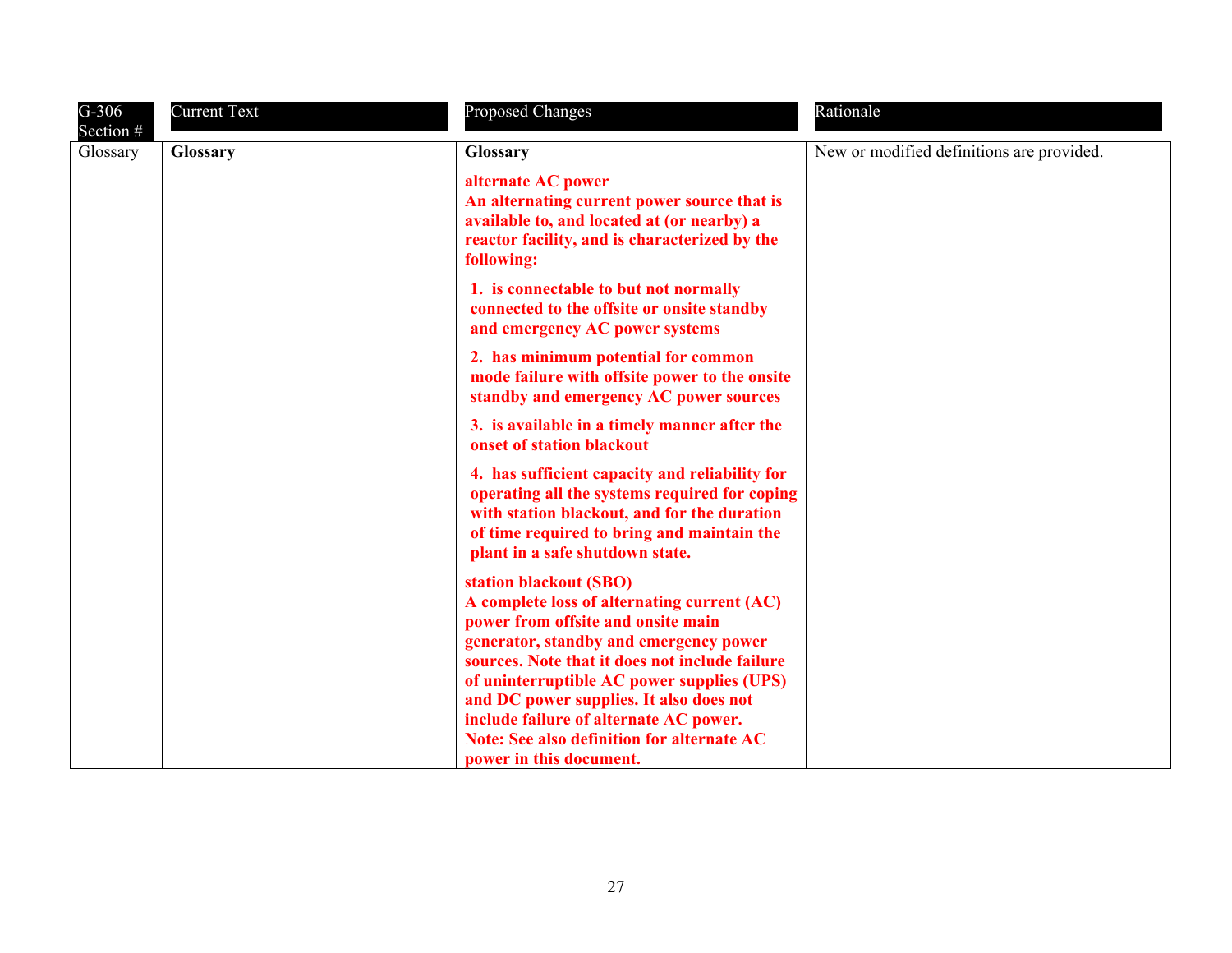| G-306 Section # | Current Text | Proposed Changes | Rationale |
|---|---|---|---|
| Glossary | **Glossary** | **Glossary**<br><br>**alternate AC power**<br>**An alternating current power source that is available to, and located at (or nearby) a reactor facility, and is characterized by the following:**<br><br>**1. is connectable to but not normally connected to the offsite or onsite standby and emergency AC power systems**<br><br>**2. has minimum potential for common mode failure with offsite power to the onsite standby and emergency AC power sources**<br><br>**3. is available in a timely manner after the onset of station blackout**<br><br>**4. has sufficient capacity and reliability for operating all the systems required for coping with station blackout, and for the duration of time required to bring and maintain the plant in a safe shutdown state.**<br><br>**station blackout (SBO)**<br>**A complete loss of alternating current (AC) power from offsite and onsite main generator, standby and emergency power sources. Note that it does not include failure of uninterruptible AC power supplies (UPS) and DC power supplies. It also does not include failure of alternate AC power.**<br>**Note: See also definition for alternate AC power in this document.** | New or modified definitions are provided. |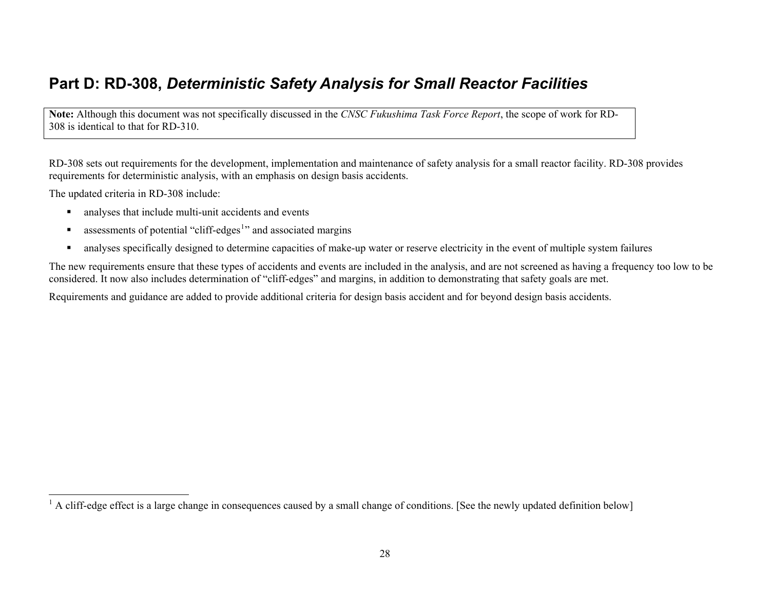## Part D: RD-308, *Deterministic Safety Analysis for Small Reactor Facilities*

> **Note:** Although this document was not specifically discussed in the *CNSC Fukushima Task Force Report*, the scope of work for RD-308 is identical to that for RD-310.

RD-308 sets out requirements for the development, implementation and maintenance of safety analysis for a small reactor facility. RD-308 provides requirements for deterministic analysis, with an emphasis on design basis accidents.

The updated criteria in RD-308 include:

- analyses that include multi-unit accidents and events
- assessments of potential "cliff-edges[1]" and associated margins
- analyses specifically designed to determine capacities of make-up water or reserve electricity in the event of multiple system failures

The new requirements ensure that these types of accidents and events are included in the analysis, and are not screened as having a frequency too low to be considered. It now also includes determination of "cliff-edges" and margins, in addition to demonstrating that safety goals are met.

Requirements and guidance are added to provide additional criteria for design basis accident and for beyond design basis accidents.

---

[1] A cliff-edge effect is a large change in consequences caused by a small change of conditions. [See the newly updated definition below]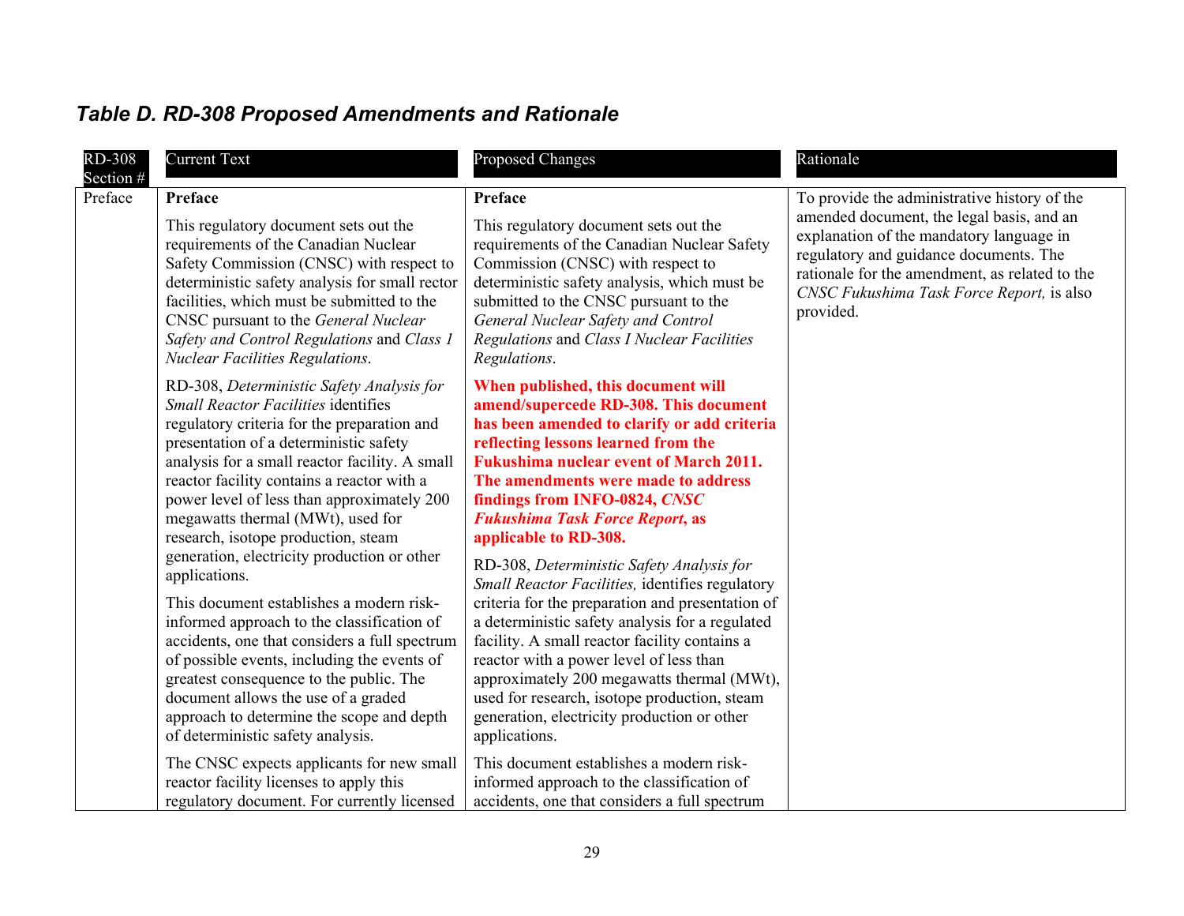### *Table D. RD-308 Proposed Amendments and Rationale*

| RD-308 Section # | Current Text | Proposed Changes | Rationale |
|---|---|---|---|
| Preface | **Preface**<br><br>This regulatory document sets out the requirements of the Canadian Nuclear Safety Commission (CNSC) with respect to deterministic safety analysis for small rector facilities, which must be submitted to the CNSC pursuant to the *General Nuclear Safety and Control Regulations* and *Class 1 Nuclear Facilities Regulations*.<br><br>RD-308, *Deterministic Safety Analysis for Small Reactor Facilities* identifies regulatory criteria for the preparation and presentation of a deterministic safety analysis for a small reactor facility. A small reactor facility contains a reactor with a power level of less than approximately 200 megawatts thermal (MWt), used for research, isotope production, steam generation, electricity production or other applications.<br><br>This document establishes a modern risk-informed approach to the classification of accidents, one that considers a full spectrum of possible events, including the events of greatest consequence to the public. The document allows the use of a graded approach to determine the scope and depth of deterministic safety analysis.<br><br>The CNSC expects applicants for new small reactor facility licenses to apply this regulatory document. For currently licensed | **Preface**<br><br>This regulatory document sets out the requirements of the Canadian Nuclear Safety Commission (CNSC) with respect to deterministic safety analysis, which must be submitted to the CNSC pursuant to the *General Nuclear Safety and Control Regulations* and *Class I Nuclear Facilities Regulations*.<br><br>**When published, this document will amend/supercede RD-308. This document has been amended to clarify or add criteria reflecting lessons learned from the Fukushima nuclear event of March 2011. The amendments were made to address findings from INFO-0824, *CNSC Fukushima Task Force Report*, as applicable to RD-308.**<br><br>RD-308, *Deterministic Safety Analysis for Small Reactor Facilities,* identifies regulatory criteria for the preparation and presentation of a deterministic safety analysis for a regulated facility. A small reactor facility contains a reactor with a power level of less than approximately 200 megawatts thermal (MWt), used for research, isotope production, steam generation, electricity production or other applications.<br><br>This document establishes a modern risk-informed approach to the classification of accidents, one that considers a full spectrum | To provide the administrative history of the amended document, the legal basis, and an explanation of the mandatory language in regulatory and guidance documents. The rationale for the amendment, as related to the *CNSC Fukushima Task Force Report,* is also provided. |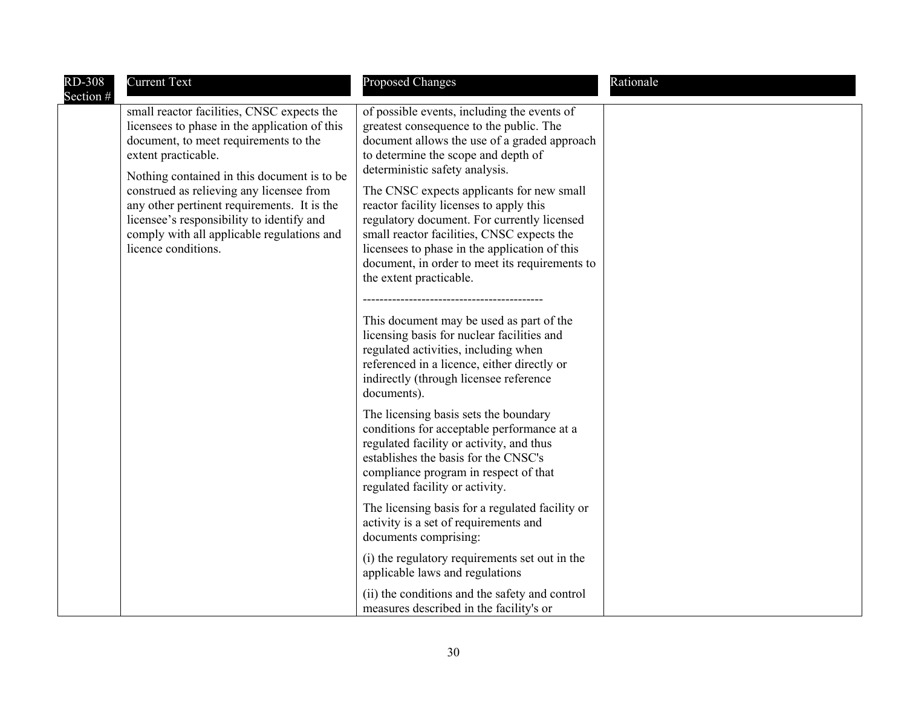| RD-308 Section # | Current Text | Proposed Changes | Rationale |
|---|---|---|---|
| | small reactor facilities, CNSC expects the licensees to phase in the application of this document, to meet requirements to the extent practicable.<br><br>Nothing contained in this document is to be construed as relieving any licensee from any other pertinent requirements. It is the licensee's responsibility to identify and comply with all applicable regulations and licence conditions. | of possible events, including the events of greatest consequence to the public. The document allows the use of a graded approach to determine the scope and depth of deterministic safety analysis.<br><br>The CNSC expects applicants for new small reactor facility licenses to apply this regulatory document. For currently licensed small reactor facilities, CNSC expects the licensees to phase in the application of this document, in order to meet its requirements to the extent practicable.<br><br>-------------------------------------------<br><br>This document may be used as part of the licensing basis for nuclear facilities and regulated activities, including when referenced in a licence, either directly or indirectly (through licensee reference documents).<br><br>The licensing basis sets the boundary conditions for acceptable performance at a regulated facility or activity, and thus establishes the basis for the CNSC's compliance program in respect of that regulated facility or activity.<br><br>The licensing basis for a regulated facility or activity is a set of requirements and documents comprising:<br><br>(i) the regulatory requirements set out in the applicable laws and regulations<br><br>(ii) the conditions and the safety and control measures described in the facility's or | |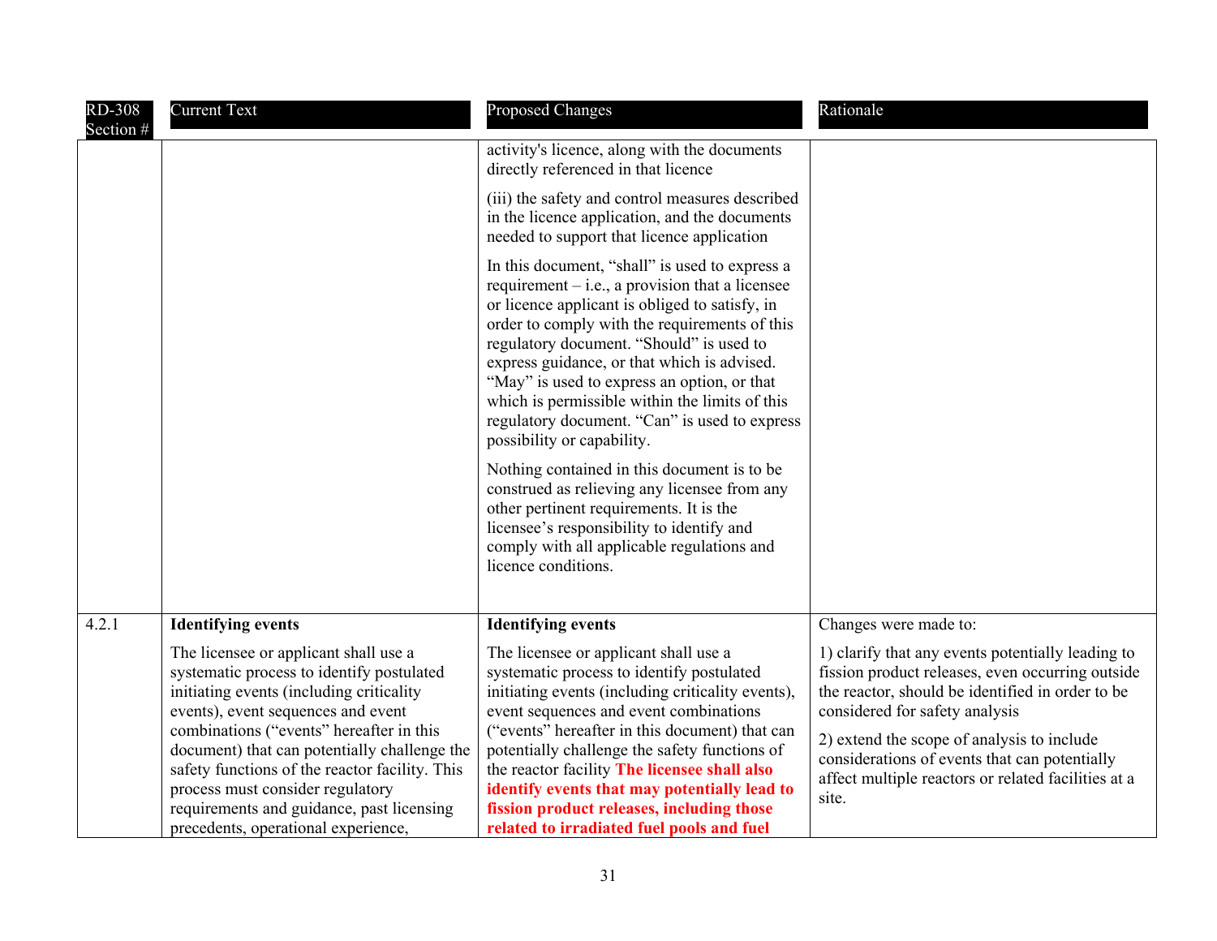| RD-308 Section # | Current Text | Proposed Changes | Rationale |
|---|---|---|---|
| | | activity's licence, along with the documents directly referenced in that licence<br><br>(iii) the safety and control measures described in the licence application, and the documents needed to support that licence application<br><br>In this document, “shall” is used to express a requirement – i.e., a provision that a licensee or licence applicant is obliged to satisfy, in order to comply with the requirements of this regulatory document. “Should” is used to express guidance, or that which is advised. “May” is used to express an option, or that which is permissible within the limits of this regulatory document. “Can” is used to express possibility or capability.<br><br>Nothing contained in this document is to be construed as relieving any licensee from any other pertinent requirements. It is the licensee’s responsibility to identify and comply with all applicable regulations and licence conditions. | |
| 4.2.1 | **Identifying events**<br><br>The licensee or applicant shall use a systematic process to identify postulated initiating events (including criticality events), event sequences and event combinations (“events” hereafter in this document) that can potentially challenge the safety functions of the reactor facility. This process must consider regulatory requirements and guidance, past licensing precedents, operational experience, | **Identifying events**<br><br>The licensee or applicant shall use a systematic process to identify postulated initiating events (including criticality events), event sequences and event combinations (“events” hereafter in this document) that can potentially challenge the safety functions of the reactor facility **The licensee shall also identify events that may potentially lead to fission product releases, including those related to irradiated fuel pools and fuel** | Changes were made to:<br><br>1) clarify that any events potentially leading to fission product releases, even occurring outside the reactor, should be identified in order to be considered for safety analysis<br><br>2) extend the scope of analysis to include considerations of events that can potentially affect multiple reactors or related facilities at a site. |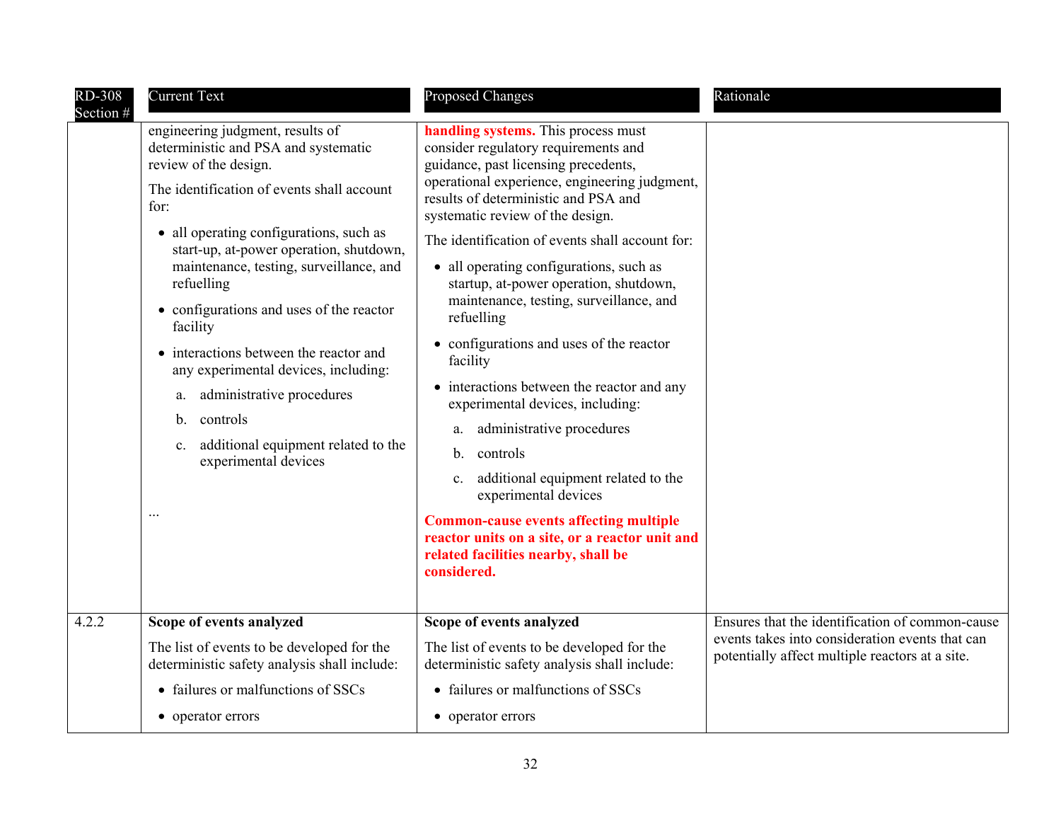| RD-308 Section # | Current Text | Proposed Changes | Rationale |
|---|---|---|---|
| | engineering judgment, results of deterministic and PSA and systematic review of the design.<br><br>The identification of events shall account for:<br><br>• all operating configurations, such as start-up, at-power operation, shutdown, maintenance, testing, surveillance, and refuelling<br>• configurations and uses of the reactor facility<br>• interactions between the reactor and any experimental devices, including:<br>  a. administrative procedures<br>  b. controls<br>  c. additional equipment related to the experimental devices<br><br>... | **handling systems.** This process must consider regulatory requirements and guidance, past licensing precedents, operational experience, engineering judgment, results of deterministic and PSA and systematic review of the design.<br><br>The identification of events shall account for:<br><br>• all operating configurations, such as startup, at-power operation, shutdown, maintenance, testing, surveillance, and refuelling<br>• configurations and uses of the reactor facility<br>• interactions between the reactor and any experimental devices, including:<br>  a. administrative procedures<br>  b. controls<br>  c. additional equipment related to the experimental devices<br><br>**Common-cause events affecting multiple reactor units on a site, or a reactor unit and related facilities nearby, shall be considered.** | |
| 4.2.2 | **Scope of events analyzed**<br><br>The list of events to be developed for the deterministic safety analysis shall include:<br><br>• failures or malfunctions of SSCs<br>• operator errors | **Scope of events analyzed**<br><br>The list of events to be developed for the deterministic safety analysis shall include:<br><br>• failures or malfunctions of SSCs<br>• operator errors | Ensures that the identification of common-cause events takes into consideration events that can potentially affect multiple reactors at a site. |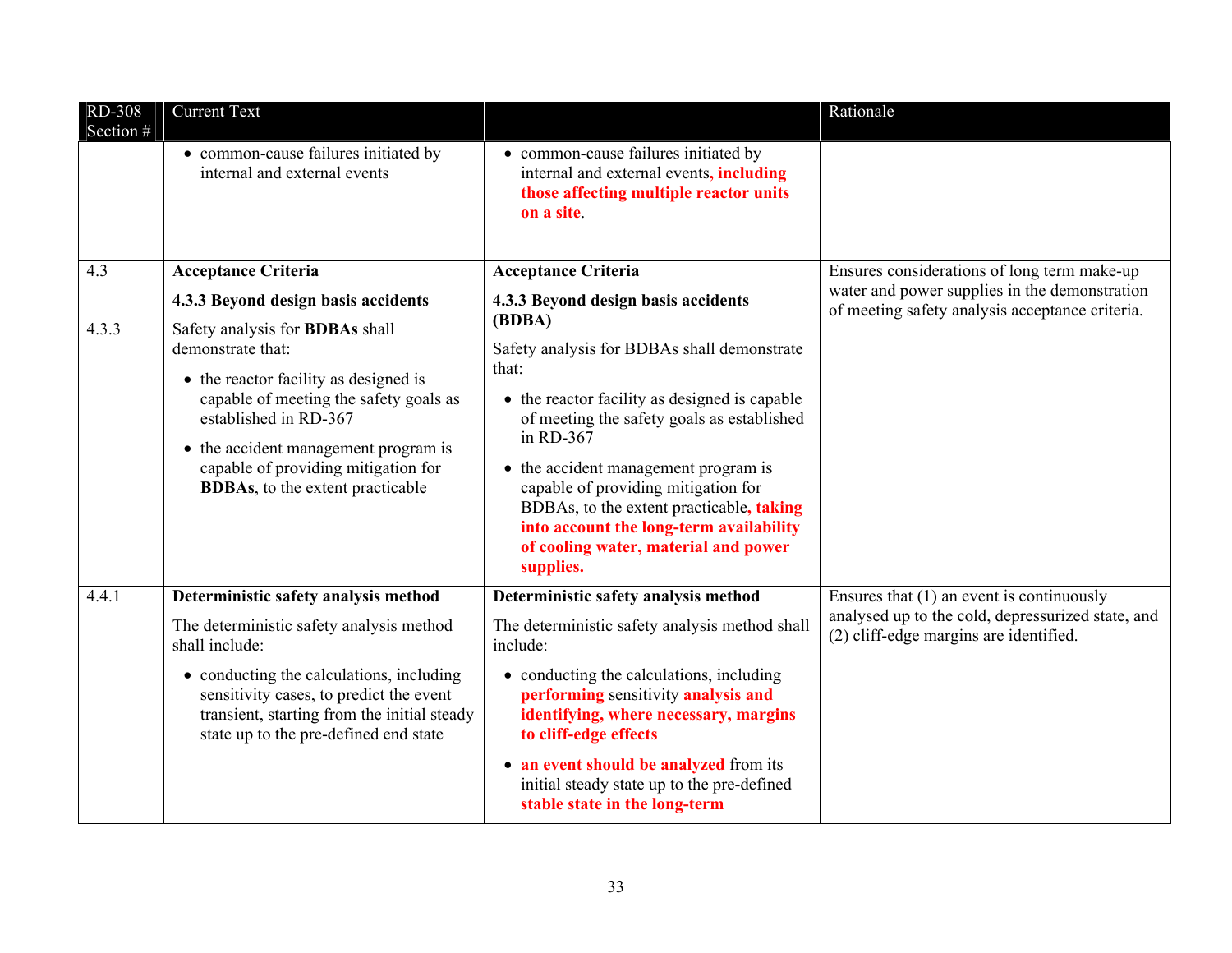| RD-308 Section # | Current Text | | Rationale |
|---|---|---|---|
| | • common-cause failures initiated by internal and external events | • common-cause failures initiated by internal and external events**, including those affecting multiple reactor units on a site**. | |
| 4.3<br><br>4.3.3 | **Acceptance Criteria**<br><br>**4.3.3 Beyond design basis accidents**<br><br>Safety analysis for **BDBAs** shall demonstrate that:<br><br>• the reactor facility as designed is capable of meeting the safety goals as established in RD-367<br><br>• the accident management program is capable of providing mitigation for **BDBAs**, to the extent practicable | **Acceptance Criteria**<br><br>**4.3.3 Beyond design basis accidents (BDBA)**<br><br>Safety analysis for BDBAs shall demonstrate that:<br><br>• the reactor facility as designed is capable of meeting the safety goals as established in RD-367<br><br>• the accident management program is capable of providing mitigation for BDBAs, to the extent practicable**, taking into account the long-term availability of cooling water, material and power supplies.** | Ensures considerations of long term make-up water and power supplies in the demonstration of meeting safety analysis acceptance criteria. |
| 4.4.1 | **Deterministic safety analysis method**<br><br>The deterministic safety analysis method shall include:<br><br>• conducting the calculations, including sensitivity cases, to predict the event transient, starting from the initial steady state up to the pre-defined end state | **Deterministic safety analysis method**<br><br>The deterministic safety analysis method shall include:<br><br>• conducting the calculations, including **performing** sensitivity **analysis and identifying, where necessary, margins to cliff-edge effects**<br><br>• **an event should be analyzed** from its initial steady state up to the pre-defined **stable state in the long-term** | Ensures that (1) an event is continuously analysed up to the cold, depressurized state, and (2) cliff-edge margins are identified. |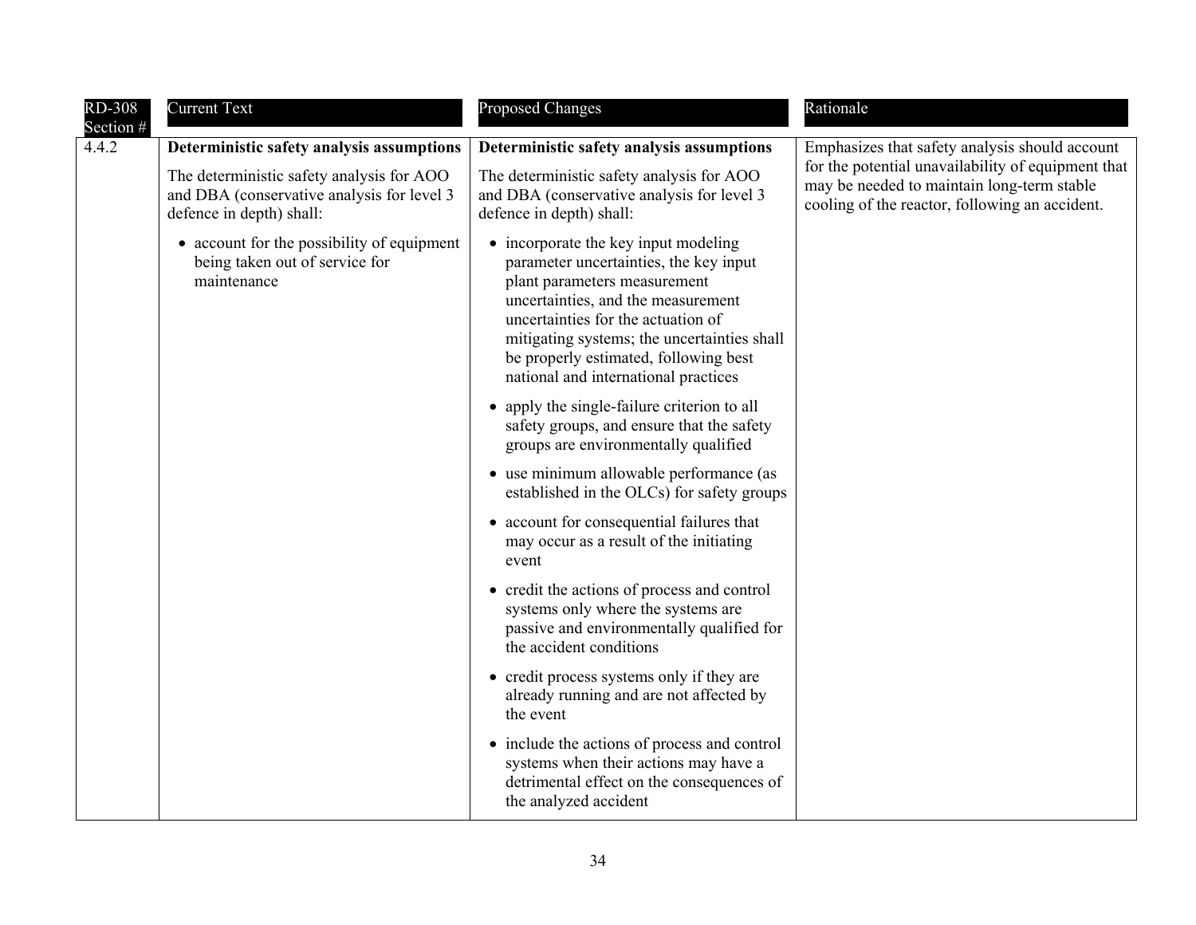| RD-308 Section # | Current Text | Proposed Changes | Rationale |
|---|---|---|---|
| 4.4.2 | **Deterministic safety analysis assumptions**<br><br>The deterministic safety analysis for AOO and DBA (conservative analysis for level 3 defence in depth) shall:<br><br>• account for the possibility of equipment being taken out of service for maintenance | **Deterministic safety analysis assumptions**<br><br>The deterministic safety analysis for AOO and DBA (conservative analysis for level 3 defence in depth) shall:<br><br>• incorporate the key input modeling parameter uncertainties, the key input plant parameters measurement uncertainties, and the measurement uncertainties for the actuation of mitigating systems; the uncertainties shall be properly estimated, following best national and international practices<br><br>• apply the single-failure criterion to all safety groups, and ensure that the safety groups are environmentally qualified<br><br>• use minimum allowable performance (as established in the OLCs) for safety groups<br><br>• account for consequential failures that may occur as a result of the initiating event<br><br>• credit the actions of process and control systems only where the systems are passive and environmentally qualified for the accident conditions<br><br>• credit process systems only if they are already running and are not affected by the event<br><br>• include the actions of process and control systems when their actions may have a detrimental effect on the consequences of the analyzed accident | Emphasizes that safety analysis should account for the potential unavailability of equipment that may be needed to maintain long-term stable cooling of the reactor, following an accident. |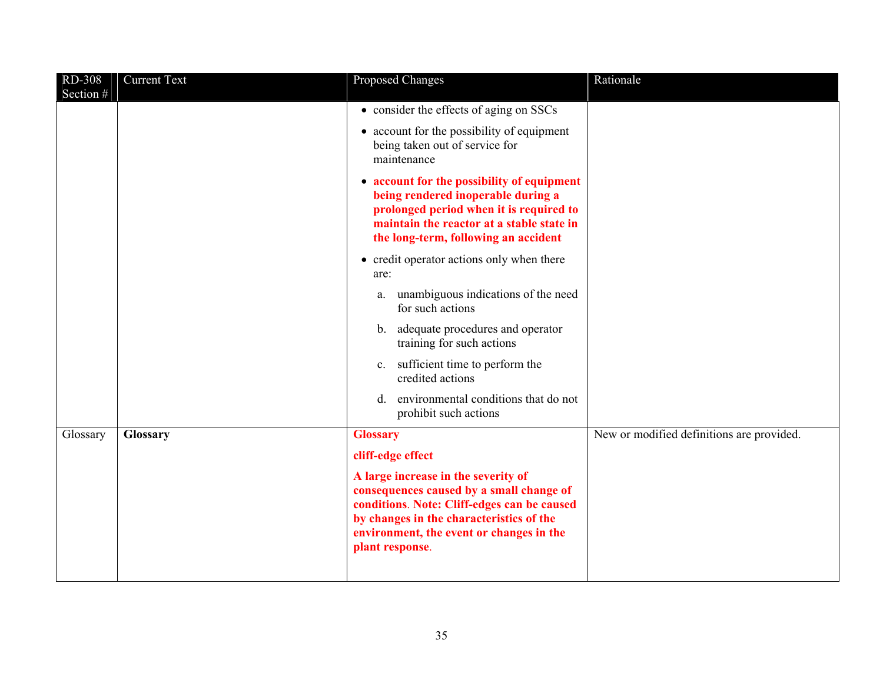| RD-308 Section # | Current Text | Proposed Changes | Rationale |
|---|---|---|---|
| | | • consider the effects of aging on SSCs<br>• account for the possibility of equipment being taken out of service for maintenance<br>• **account for the possibility of equipment being rendered inoperable during a prolonged period when it is required to maintain the reactor at a stable state in the long-term, following an accident**<br>• credit operator actions only when there are:<br>a. unambiguous indications of the need for such actions<br>b. adequate procedures and operator training for such actions<br>c. sufficient time to perform the credited actions<br>d. environmental conditions that do not prohibit such actions | |
| Glossary | **Glossary** | **Glossary**<br>**cliff-edge effect**<br>**A large increase in the severity of consequences caused by a small change of conditions. Note: Cliff-edges can be caused by changes in the characteristics of the environment, the event or changes in the plant response.** | New or modified definitions are provided. |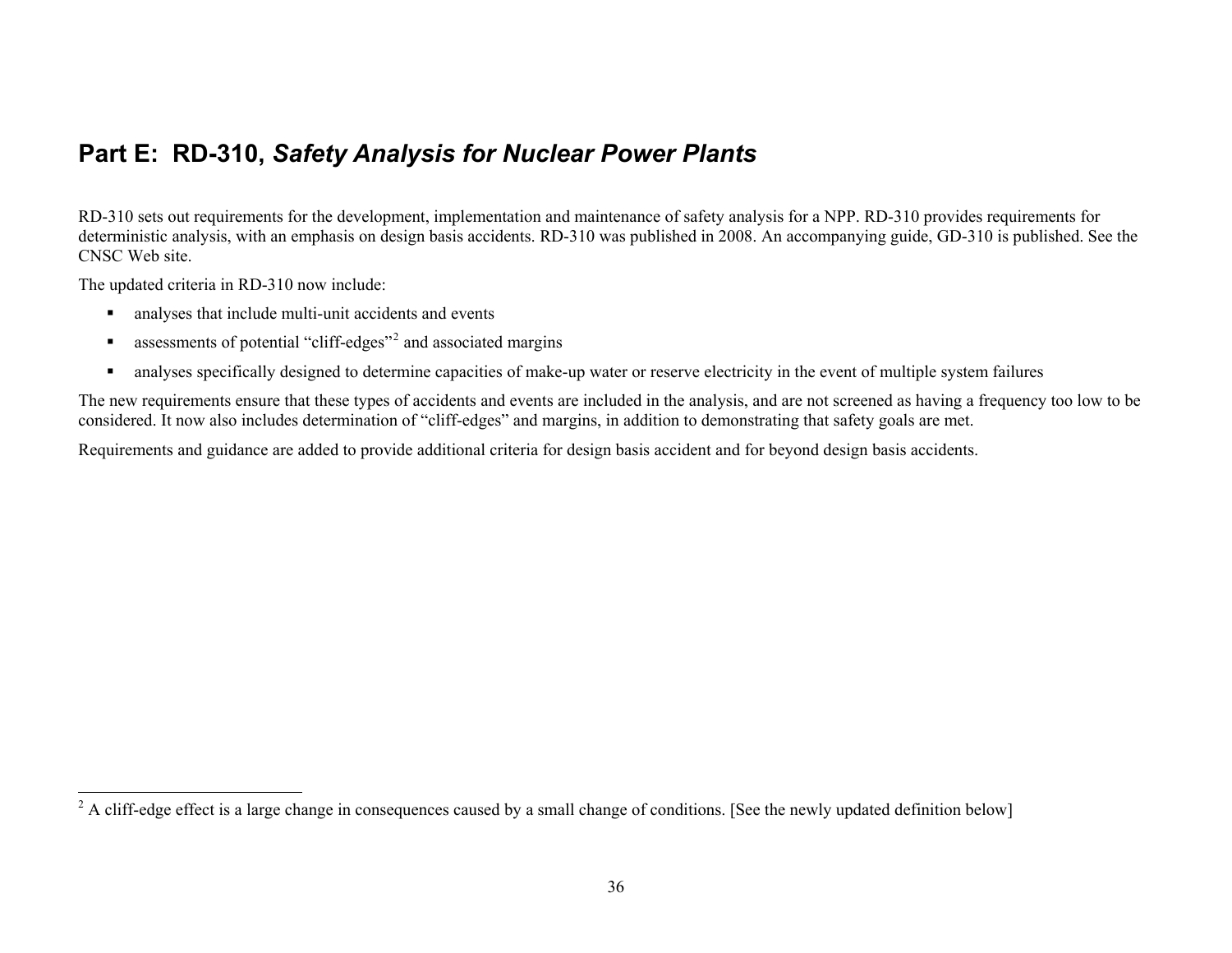## Part E: RD-310, *Safety Analysis for Nuclear Power Plants*

RD-310 sets out requirements for the development, implementation and maintenance of safety analysis for a NPP. RD-310 provides requirements for deterministic analysis, with an emphasis on design basis accidents. RD-310 was published in 2008. An accompanying guide, GD-310 is published. See the CNSC Web site.

The updated criteria in RD-310 now include:

- analyses that include multi-unit accidents and events
- assessments of potential "cliff-edges"[2] and associated margins
- analyses specifically designed to determine capacities of make-up water or reserve electricity in the event of multiple system failures

The new requirements ensure that these types of accidents and events are included in the analysis, and are not screened as having a frequency too low to be considered. It now also includes determination of "cliff-edges" and margins, in addition to demonstrating that safety goals are met.

Requirements and guidance are added to provide additional criteria for design basis accident and for beyond design basis accidents.

---

[2] A cliff-edge effect is a large change in consequences caused by a small change of conditions. [See the newly updated definition below]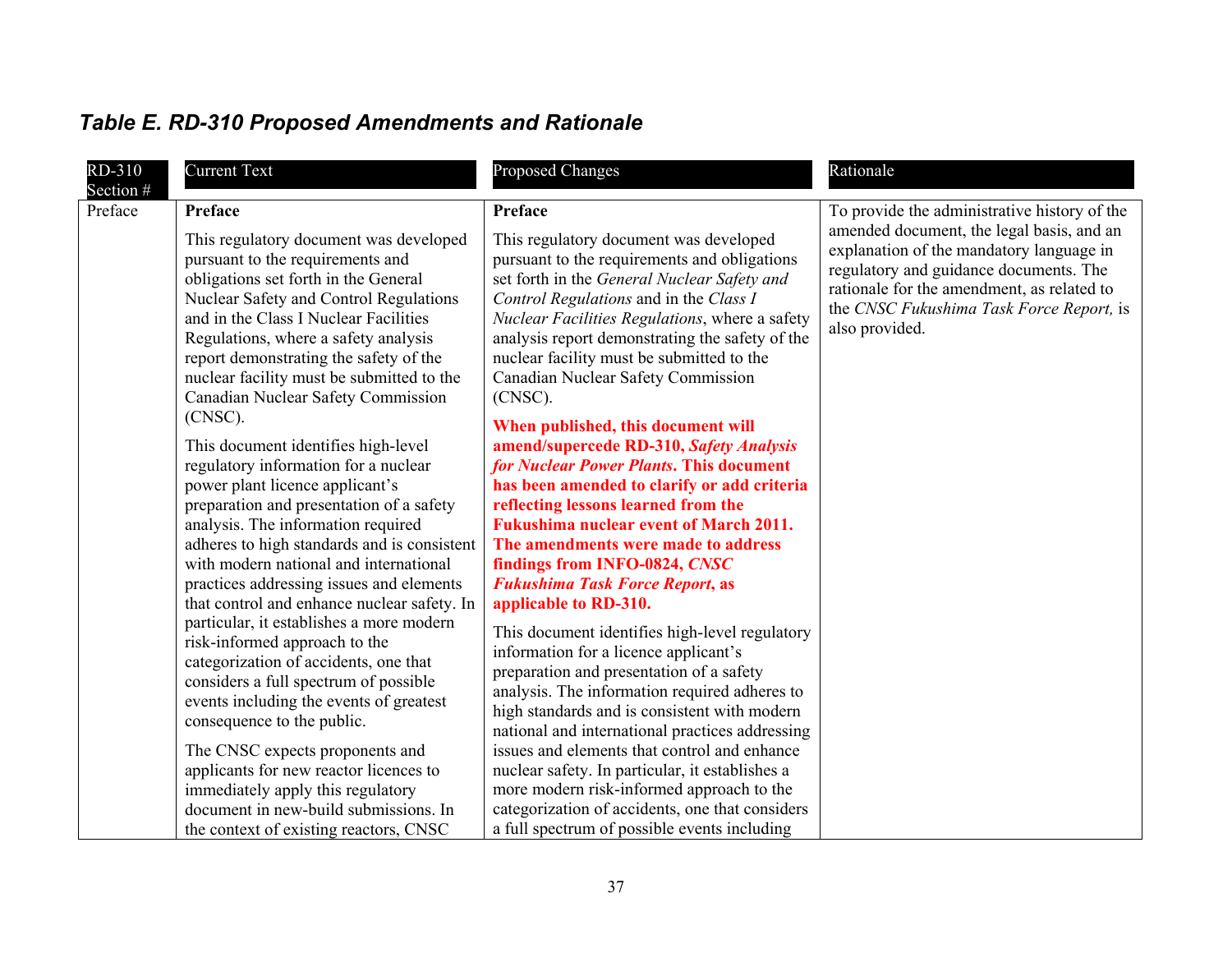### *Table E. RD-310 Proposed Amendments and Rationale*

| RD-310 Section # | Current Text | Proposed Changes | Rationale |
|---|---|---|---|
| Preface | **Preface**<br><br>This regulatory document was developed pursuant to the requirements and obligations set forth in the General Nuclear Safety and Control Regulations and in the Class I Nuclear Facilities Regulations, where a safety analysis report demonstrating the safety of the nuclear facility must be submitted to the Canadian Nuclear Safety Commission (CNSC).<br><br>This document identifies high-level regulatory information for a nuclear power plant licence applicant's preparation and presentation of a safety analysis. The information required adheres to high standards and is consistent with modern national and international practices addressing issues and elements that control and enhance nuclear safety. In particular, it establishes a more modern risk-informed approach to the categorization of accidents, one that considers a full spectrum of possible events including the events of greatest consequence to the public.<br><br>The CNSC expects proponents and applicants for new reactor licences to immediately apply this regulatory document in new-build submissions. In the context of existing reactors, CNSC | **Preface**<br><br>This regulatory document was developed pursuant to the requirements and obligations set forth in the *General Nuclear Safety and Control Regulations* and in the *Class I Nuclear Facilities Regulations*, where a safety analysis report demonstrating the safety of the nuclear facility must be submitted to the Canadian Nuclear Safety Commission (CNSC).<br><br>**When published, this document will amend/supercede RD-310, *Safety Analysis for Nuclear Power Plants*. This document has been amended to clarify or add criteria reflecting lessons learned from the Fukushima nuclear event of March 2011. The amendments were made to address findings from INFO-0824, *CNSC Fukushima Task Force Report*, as applicable to RD-310.**<br><br>This document identifies high-level regulatory information for a licence applicant's preparation and presentation of a safety analysis. The information required adheres to high standards and is consistent with modern national and international practices addressing issues and elements that control and enhance nuclear safety. In particular, it establishes a more modern risk-informed approach to the categorization of accidents, one that considers a full spectrum of possible events including | To provide the administrative history of the amended document, the legal basis, and an explanation of the mandatory language in regulatory and guidance documents. The rationale for the amendment, as related to the *CNSC Fukushima Task Force Report,* is also provided. |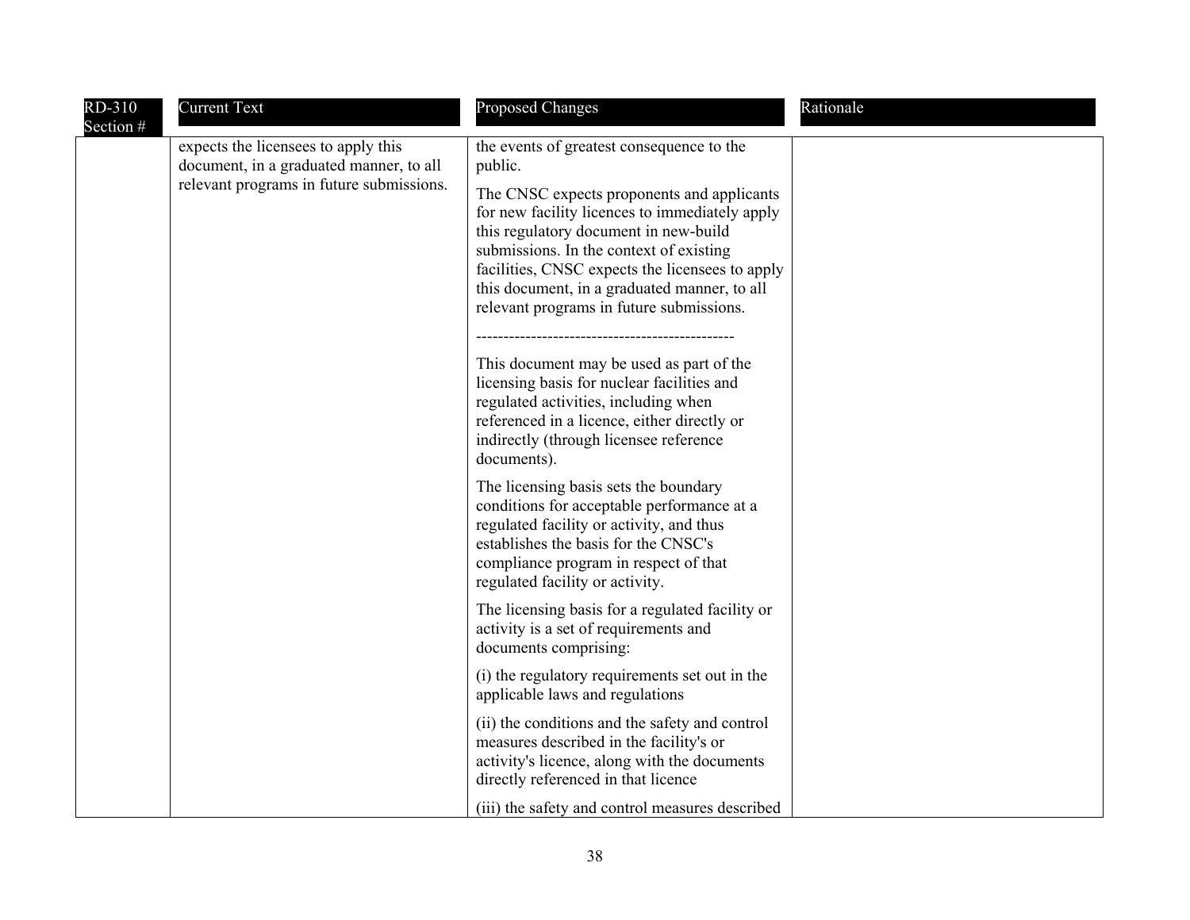| RD-310 Section # | Current Text | Proposed Changes | Rationale |
|---|---|---|---|
| | expects the licensees to apply this document, in a graduated manner, to all relevant programs in future submissions. | the events of greatest consequence to the public.<br><br>The CNSC expects proponents and applicants for new facility licences to immediately apply this regulatory document in new-build submissions. In the context of existing facilities, CNSC expects the licensees to apply this document, in a graduated manner, to all relevant programs in future submissions.<br><br>----------------------------------------------<br><br>This document may be used as part of the licensing basis for nuclear facilities and regulated activities, including when referenced in a licence, either directly or indirectly (through licensee reference documents).<br><br>The licensing basis sets the boundary conditions for acceptable performance at a regulated facility or activity, and thus establishes the basis for the CNSC's compliance program in respect of that regulated facility or activity.<br><br>The licensing basis for a regulated facility or activity is a set of requirements and documents comprising:<br><br>(i) the regulatory requirements set out in the applicable laws and regulations<br><br>(ii) the conditions and the safety and control measures described in the facility's or activity's licence, along with the documents directly referenced in that licence<br><br>(iii) the safety and control measures described | |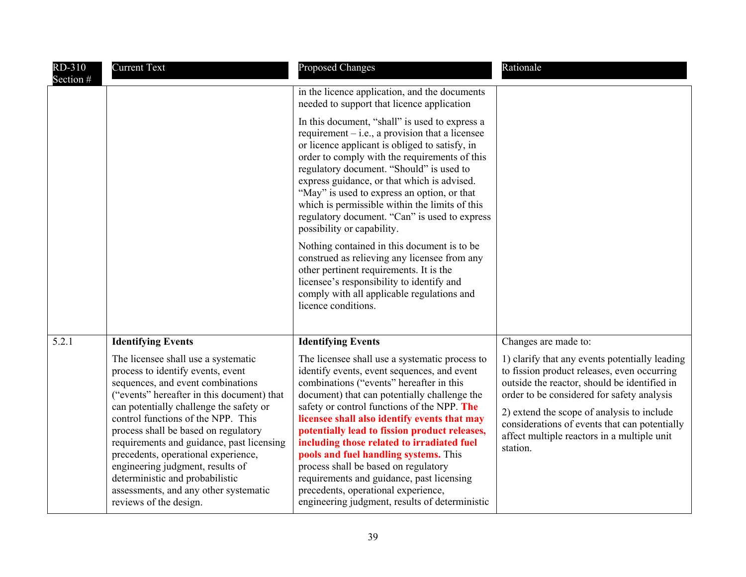| RD-310 Section # | Current Text | Proposed Changes | Rationale |
|---|---|---|---|
| | | in the licence application, and the documents needed to support that licence application<br><br>In this document, "shall" is used to express a requirement – i.e., a provision that a licensee or licence applicant is obliged to satisfy, in order to comply with the requirements of this regulatory document. "Should" is used to express guidance, or that which is advised. "May" is used to express an option, or that which is permissible within the limits of this regulatory document. "Can" is used to express possibility or capability.<br><br>Nothing contained in this document is to be construed as relieving any licensee from any other pertinent requirements. It is the licensee's responsibility to identify and comply with all applicable regulations and licence conditions. | |
| 5.2.1 | **Identifying Events**<br><br>The licensee shall use a systematic process to identify events, event sequences, and event combinations ("events" hereafter in this document) that can potentially challenge the safety or control functions of the NPP. This process shall be based on regulatory requirements and guidance, past licensing precedents, operational experience, engineering judgment, results of deterministic and probabilistic assessments, and any other systematic reviews of the design. | **Identifying Events**<br><br>The licensee shall use a systematic process to identify events, event sequences, and event combinations ("events" hereafter in this document) that can potentially challenge the safety or control functions of the NPP. **The licensee shall also identify events that may potentially lead to fission product releases, including those related to irradiated fuel pools and fuel handling systems.** This process shall be based on regulatory requirements and guidance, past licensing precedents, operational experience, engineering judgment, results of deterministic | Changes are made to:<br><br>1) clarify that any events potentially leading to fission product releases, even occurring outside the reactor, should be identified in order to be considered for safety analysis<br><br>2) extend the scope of analysis to include considerations of events that can potentially affect multiple reactors in a multiple unit station. |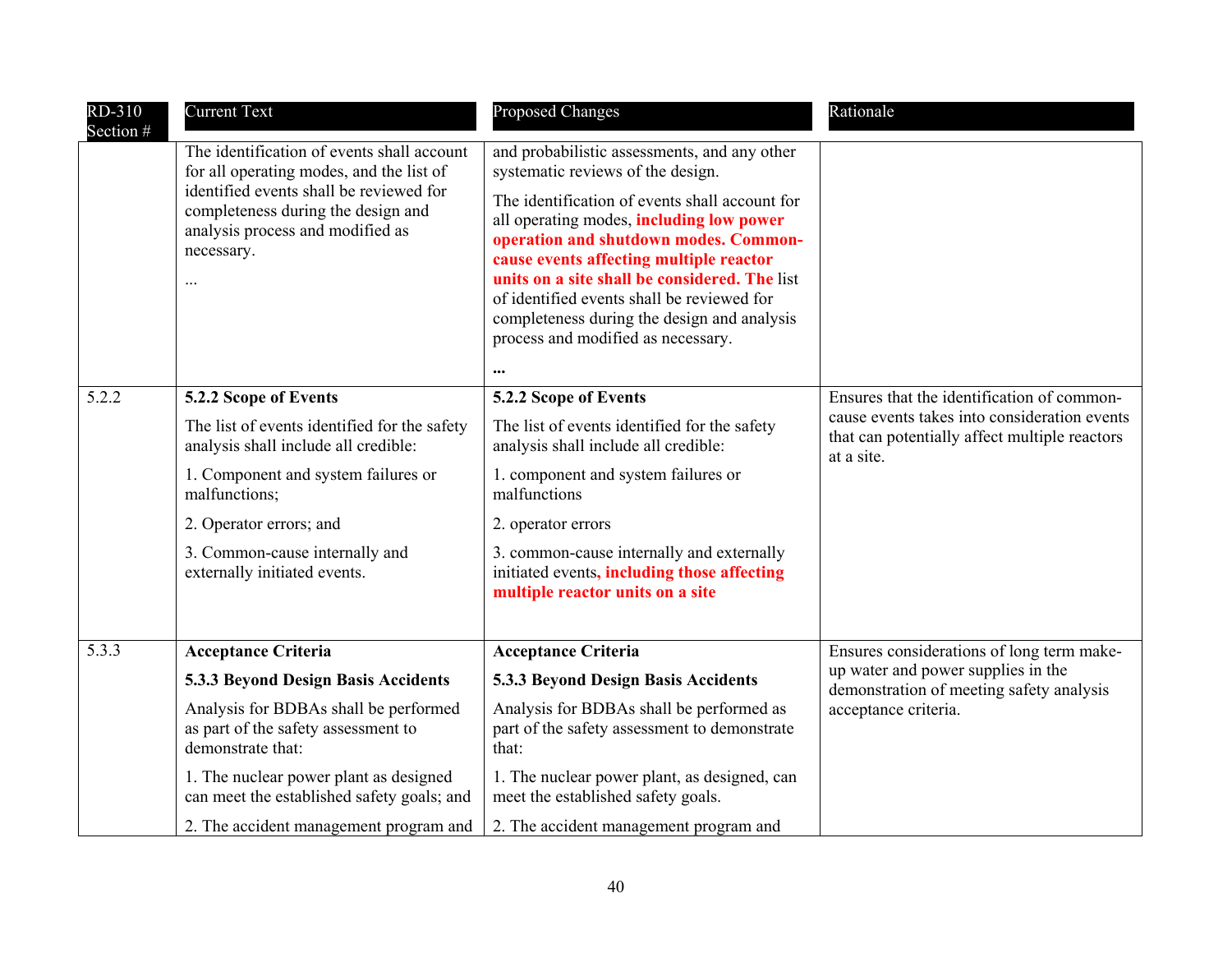| RD-310 Section # | Current Text | Proposed Changes | Rationale |
|---|---|---|---|
| | The identification of events shall account for all operating modes, and the list of identified events shall be reviewed for completeness during the design and analysis process and modified as necessary.<br><br>... | and probabilistic assessments, and any other systematic reviews of the design.<br><br>The identification of events shall account for all operating modes, **including low power operation and shutdown modes. Common-cause events affecting multiple reactor units on a site shall be considered. The** list of identified events shall be reviewed for completeness during the design and analysis process and modified as necessary.<br><br>**...** | |
| 5.2.2 | **5.2.2 Scope of Events**<br><br>The list of events identified for the safety analysis shall include all credible:<br><br>1. Component and system failures or malfunctions;<br><br>2. Operator errors; and<br><br>3. Common-cause internally and externally initiated events. | **5.2.2 Scope of Events**<br><br>The list of events identified for the safety analysis shall include all credible:<br><br>1. component and system failures or malfunctions<br><br>2. operator errors<br><br>3. common-cause internally and externally initiated events**, including those affecting multiple reactor units on a site** | Ensures that the identification of common-cause events takes into consideration events that can potentially affect multiple reactors at a site. |
| 5.3.3 | **Acceptance Criteria**<br><br>**5.3.3 Beyond Design Basis Accidents**<br><br>Analysis for BDBAs shall be performed as part of the safety assessment to demonstrate that:<br><br>1. The nuclear power plant as designed can meet the established safety goals; and<br><br>2. The accident management program and | **Acceptance Criteria**<br><br>**5.3.3 Beyond Design Basis Accidents**<br><br>Analysis for BDBAs shall be performed as part of the safety assessment to demonstrate that:<br><br>1. The nuclear power plant, as designed, can meet the established safety goals.<br><br>2. The accident management program and | Ensures considerations of long term make-up water and power supplies in the demonstration of meeting safety analysis acceptance criteria. |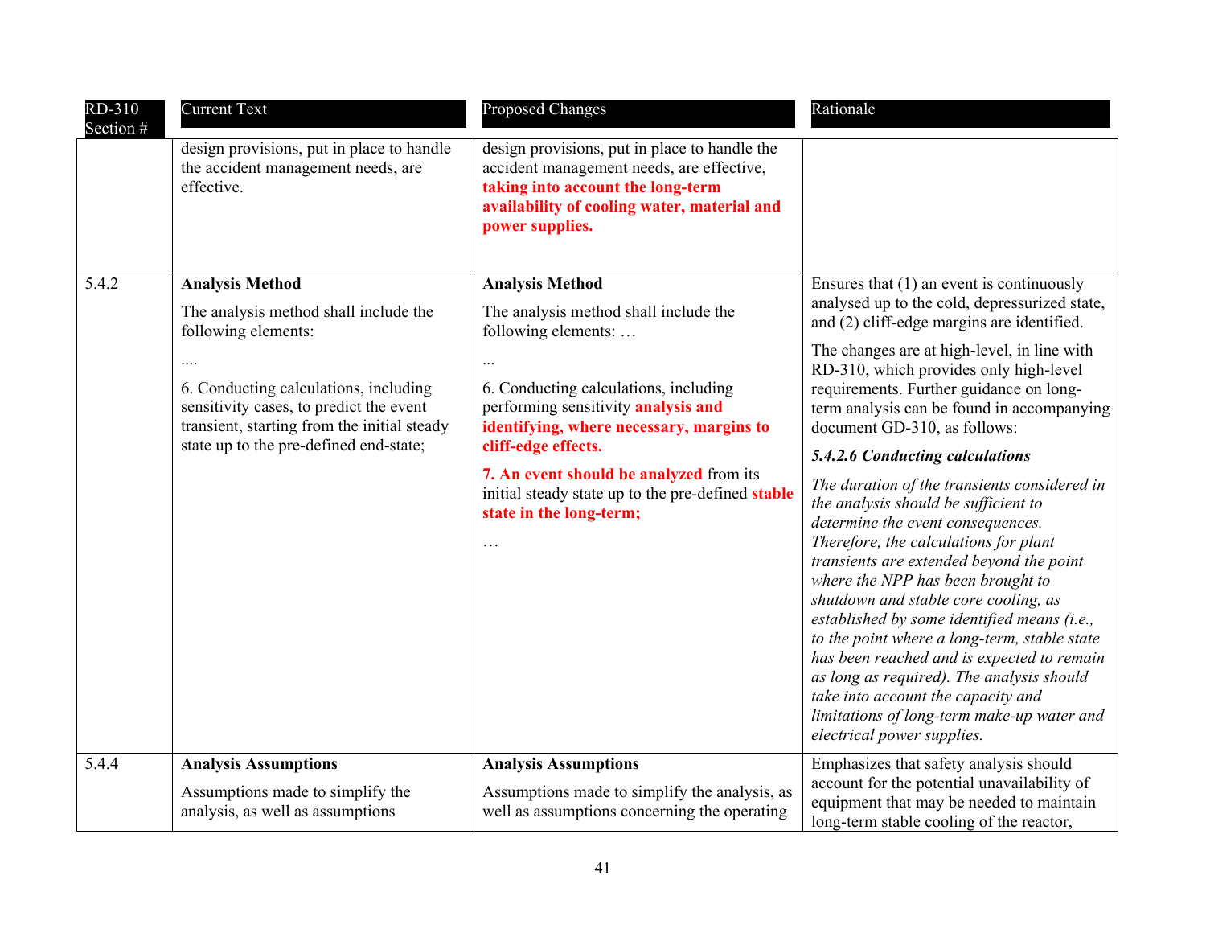| RD-310 Section # | Current Text | Proposed Changes | Rationale |
|---|---|---|---|
| | design provisions, put in place to handle the accident management needs, are effective. | design provisions, put in place to handle the accident management needs, are effective, **taking into account the long-term availability of cooling water, material and power supplies.** | |
| 5.4.2 | **Analysis Method**<br><br>The analysis method shall include the following elements:<br><br>....<br><br>6. Conducting calculations, including sensitivity cases, to predict the event transient, starting from the initial steady state up to the pre-defined end-state; | **Analysis Method**<br><br>The analysis method shall include the following elements: …<br><br>...<br><br>6. Conducting calculations, including performing sensitivity **analysis and identifying, where necessary, margins to cliff-edge effects.**<br><br>**7. An event should be analyzed** from its initial steady state up to the pre-defined **stable state in the long-term;**<br><br>… | Ensures that (1) an event is continuously analysed up to the cold, depressurized state, and (2) cliff-edge margins are identified.<br><br>The changes are at high-level, in line with RD-310, which provides only high-level requirements. Further guidance on long-term analysis can be found in accompanying document GD-310, as follows:<br><br>***5.4.2.6 Conducting calculations***<br><br>*The duration of the transients considered in the analysis should be sufficient to determine the event consequences. Therefore, the calculations for plant transients are extended beyond the point where the NPP has been brought to shutdown and stable core cooling, as established by some identified means (i.e., to the point where a long-term, stable state has been reached and is expected to remain as long as required). The analysis should take into account the capacity and limitations of long-term make-up water and electrical power supplies.* |
| 5.4.4 | **Analysis Assumptions**<br><br>Assumptions made to simplify the analysis, as well as assumptions | **Analysis Assumptions**<br><br>Assumptions made to simplify the analysis, as well as assumptions concerning the operating | Emphasizes that safety analysis should account for the potential unavailability of equipment that may be needed to maintain long-term stable cooling of the reactor, |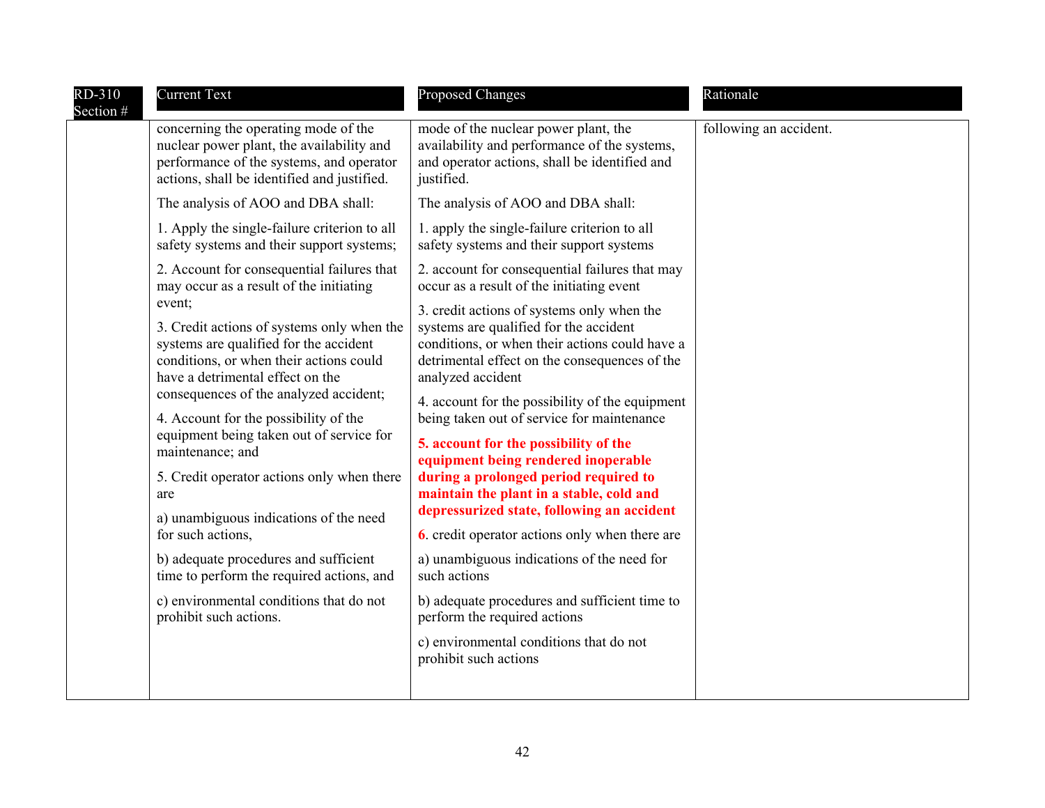| RD-310 Section # | Current Text | Proposed Changes | Rationale |
|---|---|---|---|
| | concerning the operating mode of the nuclear power plant, the availability and performance of the systems, and operator actions, shall be identified and justified.<br><br>The analysis of AOO and DBA shall:<br><br>1. Apply the single-failure criterion to all safety systems and their support systems;<br><br>2. Account for consequential failures that may occur as a result of the initiating event;<br><br>3. Credit actions of systems only when the systems are qualified for the accident conditions, or when their actions could have a detrimental effect on the consequences of the analyzed accident;<br><br>4. Account for the possibility of the equipment being taken out of service for maintenance; and<br><br>5. Credit operator actions only when there are<br><br>a) unambiguous indications of the need for such actions,<br><br>b) adequate procedures and sufficient time to perform the required actions, and<br><br>c) environmental conditions that do not prohibit such actions. | mode of the nuclear power plant, the availability and performance of the systems, and operator actions, shall be identified and justified.<br><br>The analysis of AOO and DBA shall:<br><br>1. apply the single-failure criterion to all safety systems and their support systems<br><br>2. account for consequential failures that may occur as a result of the initiating event<br><br>3. credit actions of systems only when the systems are qualified for the accident conditions, or when their actions could have a detrimental effect on the consequences of the analyzed accident<br><br>4. account for the possibility of the equipment being taken out of service for maintenance<br><br>**5. account for the possibility of the equipment being rendered inoperable during a prolonged period required to maintain the plant in a stable, cold and depressurized state, following an accident**<br><br>**6**. credit operator actions only when there are<br><br>a) unambiguous indications of the need for such actions<br><br>b) adequate procedures and sufficient time to perform the required actions<br><br>c) environmental conditions that do not prohibit such actions | following an accident. |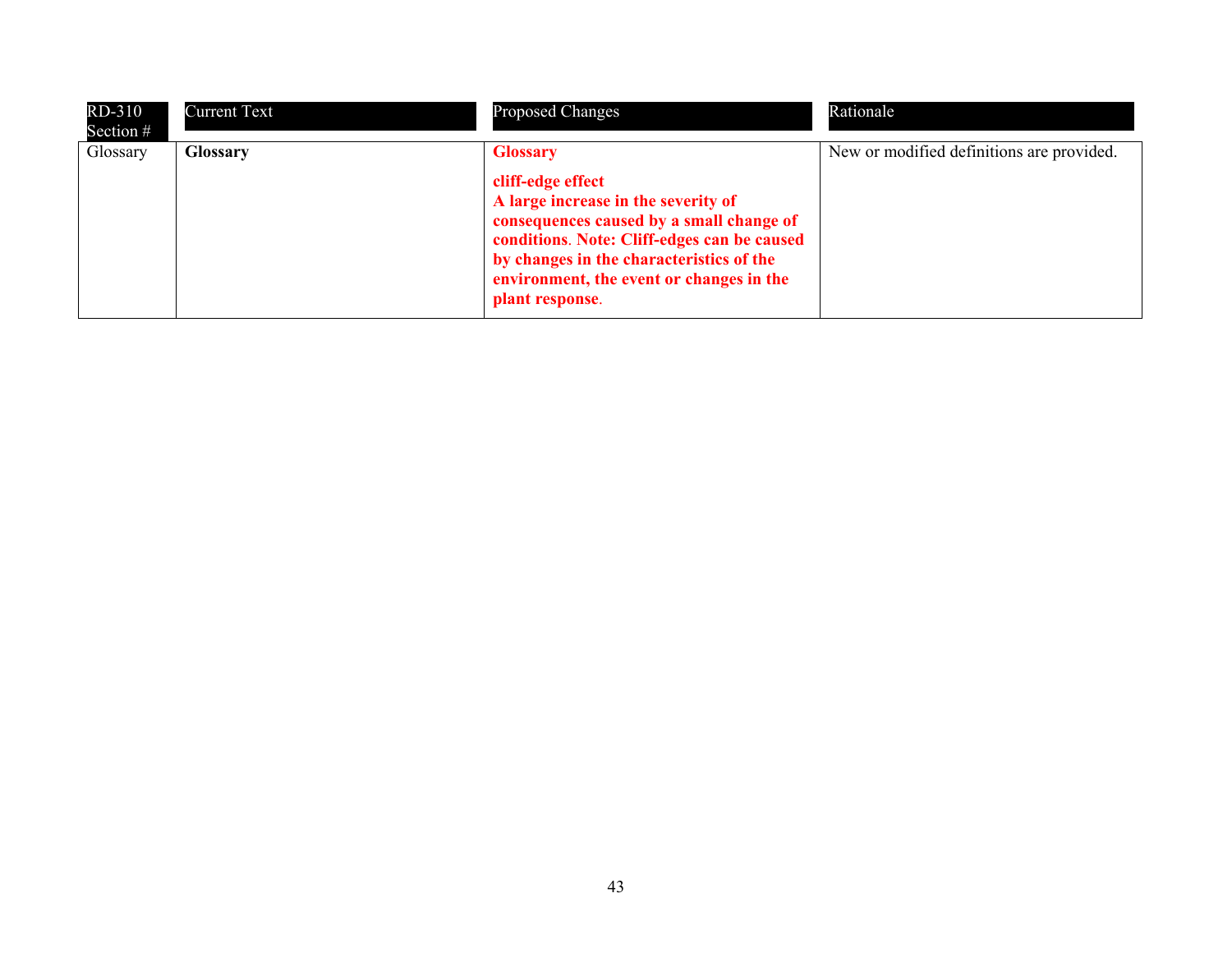| RD-310 Section # | Current Text | Proposed Changes | Rationale |
|---|---|---|---|
| Glossary | **Glossary** | **Glossary**<br><br>**cliff-edge effect**<br>**A large increase in the severity of consequences caused by a small change of conditions. Note: Cliff-edges can be caused by changes in the characteristics of the environment, the event or changes in the plant response.** | New or modified definitions are provided. |